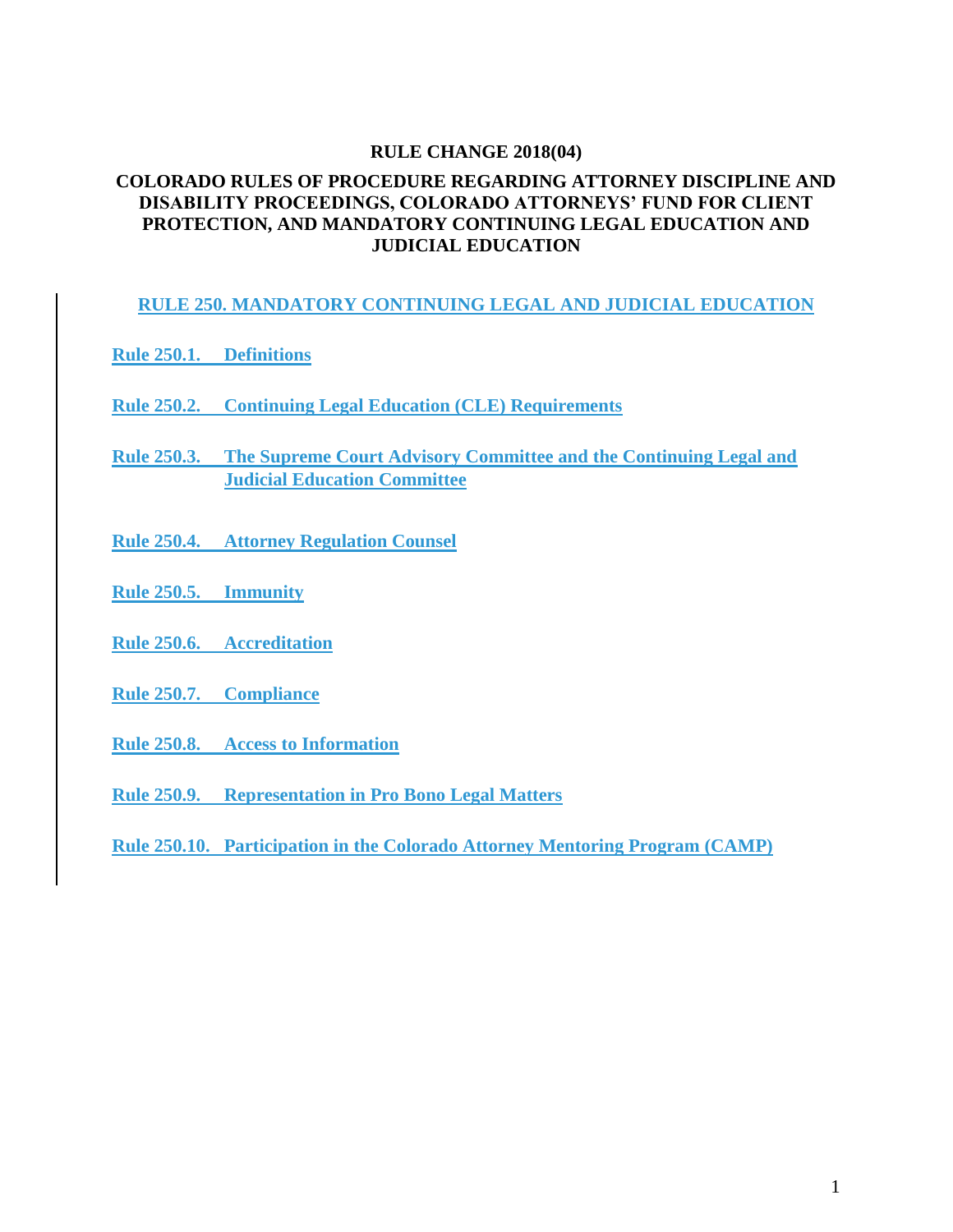**RULE CHANGE 2018(04)**

**COLORADO RULES OF PROCEDURE REGARDING ATTORNEY DISCIPLINE AND DISABILITY PROCEEDINGS, COLORADO ATTORNEYS' FUND FOR CLIENT PROTECTION, AND MANDATORY CONTINUING LEGAL EDUCATION AND JUDICIAL EDUCATION**

**RULE 250. MANDATORY CONTINUING LEGAL AND JUDICIAL EDUCATION**

**Rule 250.1. Definitions**

**Rule 250.2. Continuing Legal Education (CLE) Requirements**

**Rule 250.3. The Supreme Court Advisory Committee and the Continuing Legal and Judicial Education Committee**

**Rule 250.4. Attorney Regulation Counsel**

**Rule 250.5. Immunity**

**Rule 250.6. Accreditation**

**Rule 250.7. Compliance**

**Rule 250.8. Access to Information**

**Rule 250.9. Representation in Pro Bono Legal Matters**

**Rule 250.10. Participation in the Colorado Attorney Mentoring Program (CAMP)**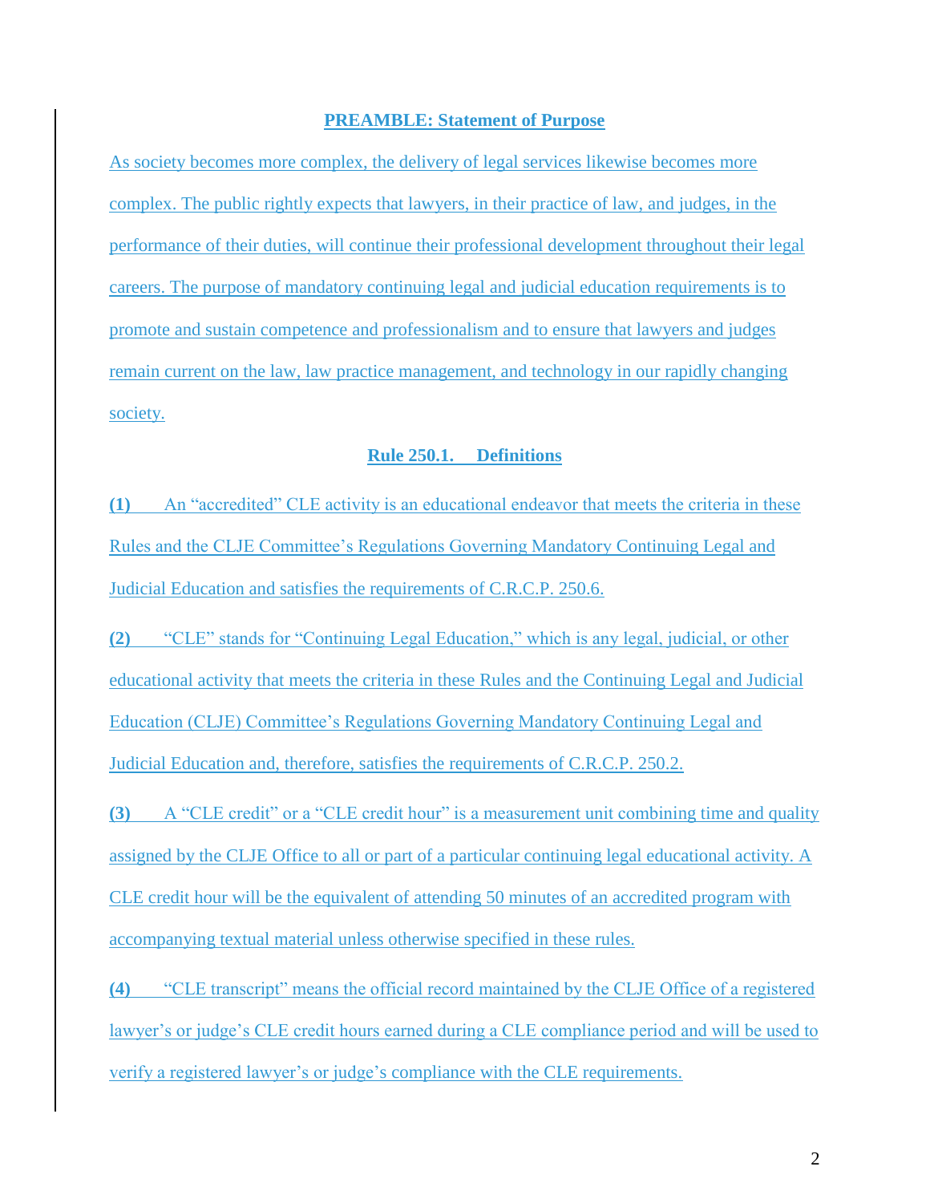## PREAMBLE: Statement of Purpose

As society becomes more complex, the delivery of legal services likewise becomes more complex. The public rightly expects that lawyers, in their practice of law, and judges, in the performance of their duties, will continue their professional development throughout their legal careers. The purpose of mandatory continuing legal and judicial education requirements is to promote and sustain competence and professionalism and to ensure that lawyers and judges remain current on the law, law practice management, and technology in our rapidly changing society.

## Rule 250.1. Definitions

**(1)** An "accredited" CLE activity is an educational endeavor that meets the criteria in these Rules and the CLJE Committee's Regulations Governing Mandatory Continuing Legal and Judicial Education and satisfies the requirements of C.R.C.P. 250.6.

**(2)** "CLE" stands for "Continuing Legal Education," which is any legal, judicial, or other educational activity that meets the criteria in these Rules and the Continuing Legal and Judicial Education (CLJE) Committee's Regulations Governing Mandatory Continuing Legal and Judicial Education and, therefore, satisfies the requirements of C.R.C.P. 250.2.

**(3)** A "CLE credit" or a "CLE credit hour" is a measurement unit combining time and quality assigned by the CLJE Office to all or part of a particular continuing legal educational activity. A CLE credit hour will be the equivalent of attending 50 minutes of an accredited program with accompanying textual material unless otherwise specified in these rules.

**(4)** "CLE transcript" means the official record maintained by the CLJE Office of a registered lawyer's or judge's CLE credit hours earned during a CLE compliance period and will be used to verify a registered lawyer's or judge's compliance with the CLE requirements.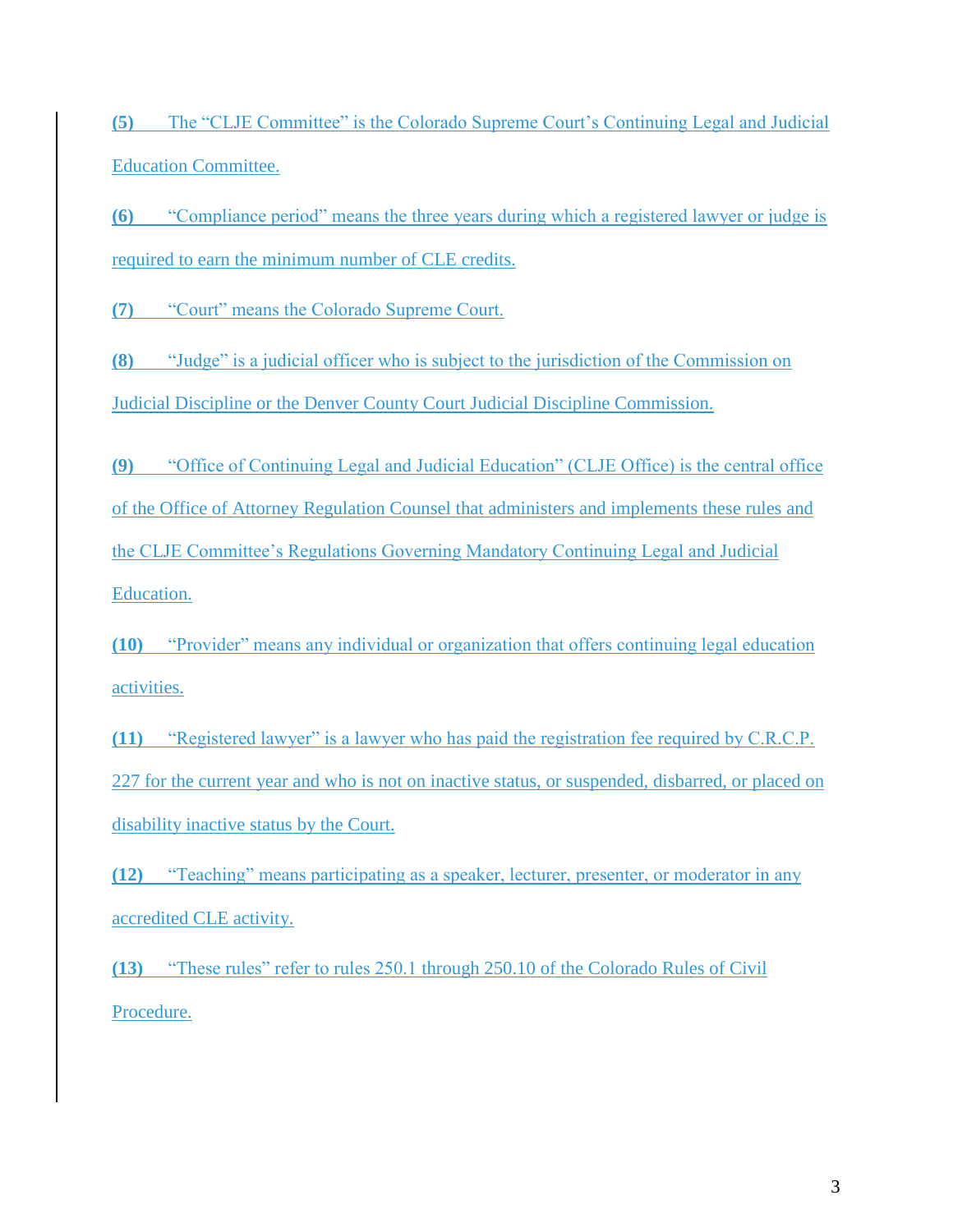**(5)** The "CLJE Committee" is the Colorado Supreme Court's Continuing Legal and Judicial Education Committee.

**(6)** "Compliance period" means the three years during which a registered lawyer or judge is required to earn the minimum number of CLE credits.

**(7)** "Court" means the Colorado Supreme Court.

**(8)** "Judge" is a judicial officer who is subject to the jurisdiction of the Commission on Judicial Discipline or the Denver County Court Judicial Discipline Commission.

**(9)** "Office of Continuing Legal and Judicial Education" (CLJE Office) is the central office of the Office of Attorney Regulation Counsel that administers and implements these rules and the CLJE Committee's Regulations Governing Mandatory Continuing Legal and Judicial Education.

**(10)** "Provider" means any individual or organization that offers continuing legal education activities.

**(11)** "Registered lawyer" is a lawyer who has paid the registration fee required by C.R.C.P. 227 for the current year and who is not on inactive status, or suspended, disbarred, or placed on disability inactive status by the Court.

**(12)** "Teaching" means participating as a speaker, lecturer, presenter, or moderator in any accredited CLE activity.

**(13)** "These rules" refer to rules 250.1 through 250.10 of the Colorado Rules of Civil Procedure.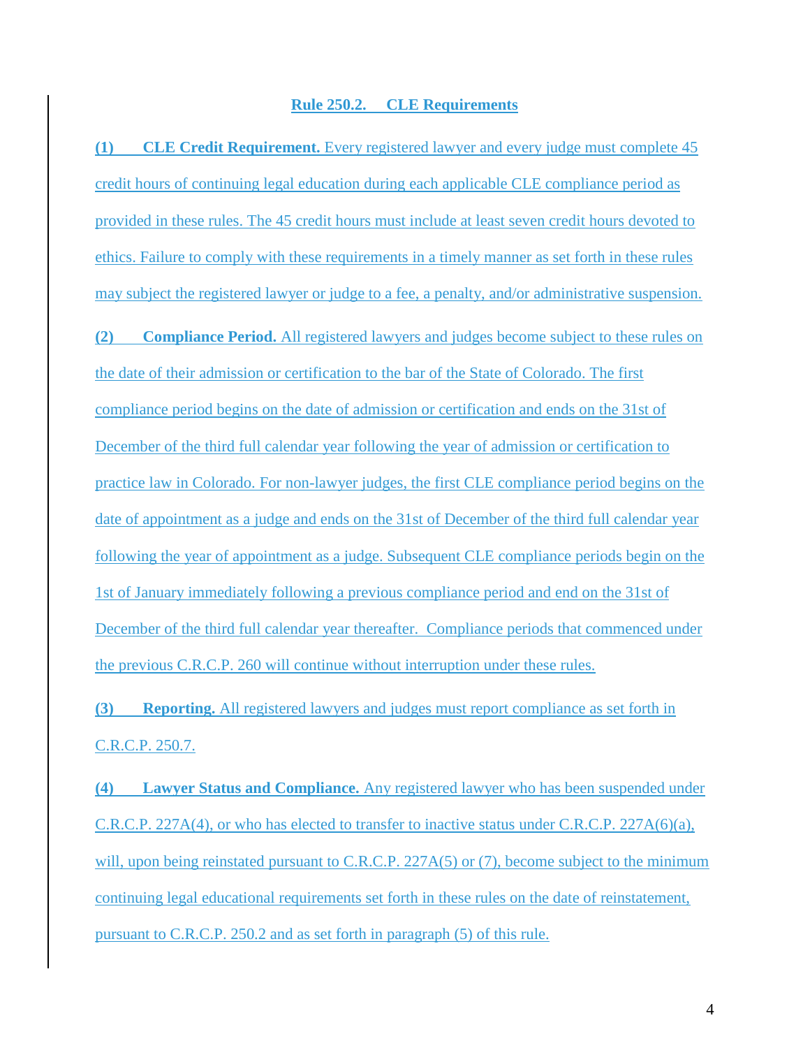## Rule 250.2. CLE Requirements

**(1) CLE Credit Requirement.** Every registered lawyer and every judge must complete 45 credit hours of continuing legal education during each applicable CLE compliance period as provided in these rules. The 45 credit hours must include at least seven credit hours devoted to ethics. Failure to comply with these requirements in a timely manner as set forth in these rules may subject the registered lawyer or judge to a fee, a penalty, and/or administrative suspension.

**(2) Compliance Period.** All registered lawyers and judges become subject to these rules on the date of their admission or certification to the bar of the State of Colorado. The first compliance period begins on the date of admission or certification and ends on the 31st of December of the third full calendar year following the year of admission or certification to practice law in Colorado. For non-lawyer judges, the first CLE compliance period begins on the date of appointment as a judge and ends on the 31st of December of the third full calendar year following the year of appointment as a judge. Subsequent CLE compliance periods begin on the 1st of January immediately following a previous compliance period and end on the 31st of December of the third full calendar year thereafter. Compliance periods that commenced under the previous C.R.C.P. 260 will continue without interruption under these rules.

**(3) Reporting.** All registered lawyers and judges must report compliance as set forth in C.R.C.P. 250.7.

**(4) Lawyer Status and Compliance.** Any registered lawyer who has been suspended under C.R.C.P. 227A(4), or who has elected to transfer to inactive status under C.R.C.P. 227A(6)(a), will, upon being reinstated pursuant to C.R.C.P. 227A(5) or (7), become subject to the minimum continuing legal educational requirements set forth in these rules on the date of reinstatement, pursuant to C.R.C.P. 250.2 and as set forth in paragraph (5) of this rule.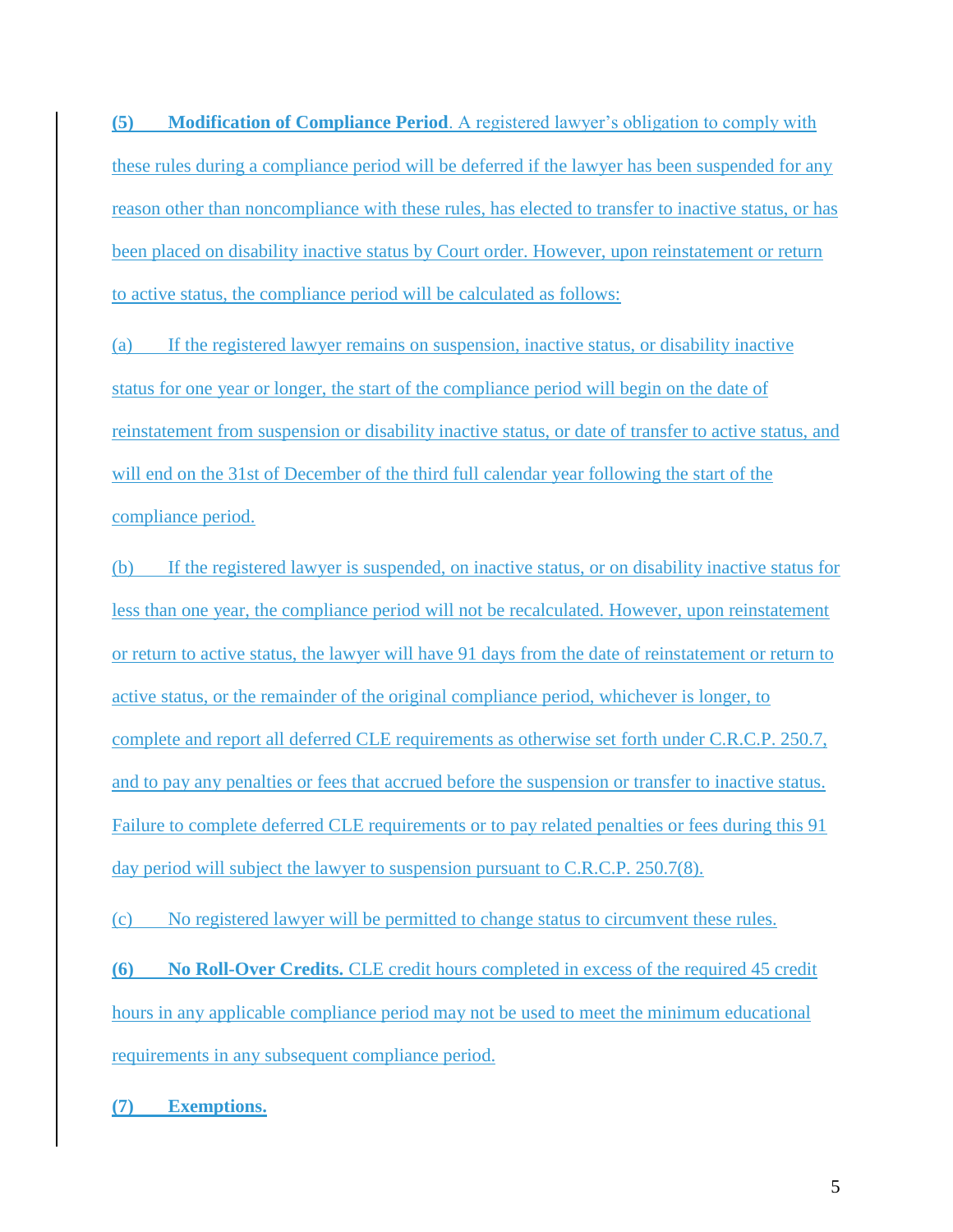**(5) Modification of Compliance Period**. A registered lawyer's obligation to comply with these rules during a compliance period will be deferred if the lawyer has been suspended for any reason other than noncompliance with these rules, has elected to transfer to inactive status, or has been placed on disability inactive status by Court order. However, upon reinstatement or return to active status, the compliance period will be calculated as follows:

(a) If the registered lawyer remains on suspension, inactive status, or disability inactive status for one year or longer, the start of the compliance period will begin on the date of reinstatement from suspension or disability inactive status, or date of transfer to active status, and will end on the 31st of December of the third full calendar year following the start of the compliance period.

(b) If the registered lawyer is suspended, on inactive status, or on disability inactive status for less than one year, the compliance period will not be recalculated. However, upon reinstatement or return to active status, the lawyer will have 91 days from the date of reinstatement or return to active status, or the remainder of the original compliance period, whichever is longer, to complete and report all deferred CLE requirements as otherwise set forth under C.R.C.P. 250.7, and to pay any penalties or fees that accrued before the suspension or transfer to inactive status. Failure to complete deferred CLE requirements or to pay related penalties or fees during this 91 day period will subject the lawyer to suspension pursuant to C.R.C.P. 250.7(8).

(c) No registered lawyer will be permitted to change status to circumvent these rules.

**(6) No Roll-Over Credits.** CLE credit hours completed in excess of the required 45 credit hours in any applicable compliance period may not be used to meet the minimum educational requirements in any subsequent compliance period.

**(7) Exemptions.**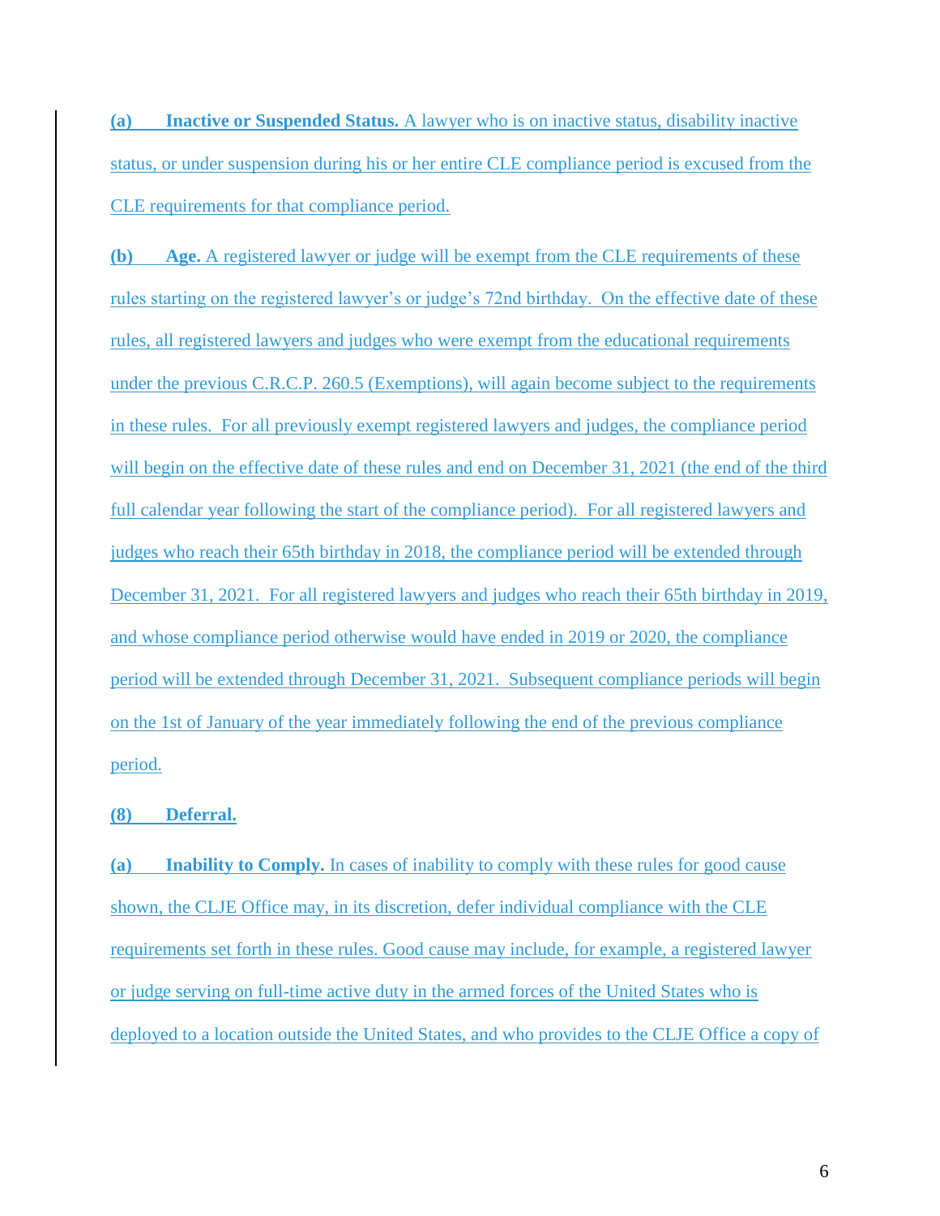**(a) Inactive or Suspended Status.** A lawyer who is on inactive status, disability inactive status, or under suspension during his or her entire CLE compliance period is excused from the CLE requirements for that compliance period.

**(b) Age.** A registered lawyer or judge will be exempt from the CLE requirements of these rules starting on the registered lawyer's or judge's 72nd birthday. On the effective date of these rules, all registered lawyers and judges who were exempt from the educational requirements under the previous C.R.C.P. 260.5 (Exemptions), will again become subject to the requirements in these rules. For all previously exempt registered lawyers and judges, the compliance period will begin on the effective date of these rules and end on December 31, 2021 (the end of the third full calendar year following the start of the compliance period). For all registered lawyers and judges who reach their 65th birthday in 2018, the compliance period will be extended through December 31, 2021. For all registered lawyers and judges who reach their 65th birthday in 2019, and whose compliance period otherwise would have ended in 2019 or 2020, the compliance period will be extended through December 31, 2021. Subsequent compliance periods will begin on the 1st of January of the year immediately following the end of the previous compliance period.

**(8) Deferral.**

**(a) Inability to Comply.** In cases of inability to comply with these rules for good cause shown, the CLJE Office may, in its discretion, defer individual compliance with the CLE requirements set forth in these rules. Good cause may include, for example, a registered lawyer or judge serving on full-time active duty in the armed forces of the United States who is deployed to a location outside the United States, and who provides to the CLJE Office a copy of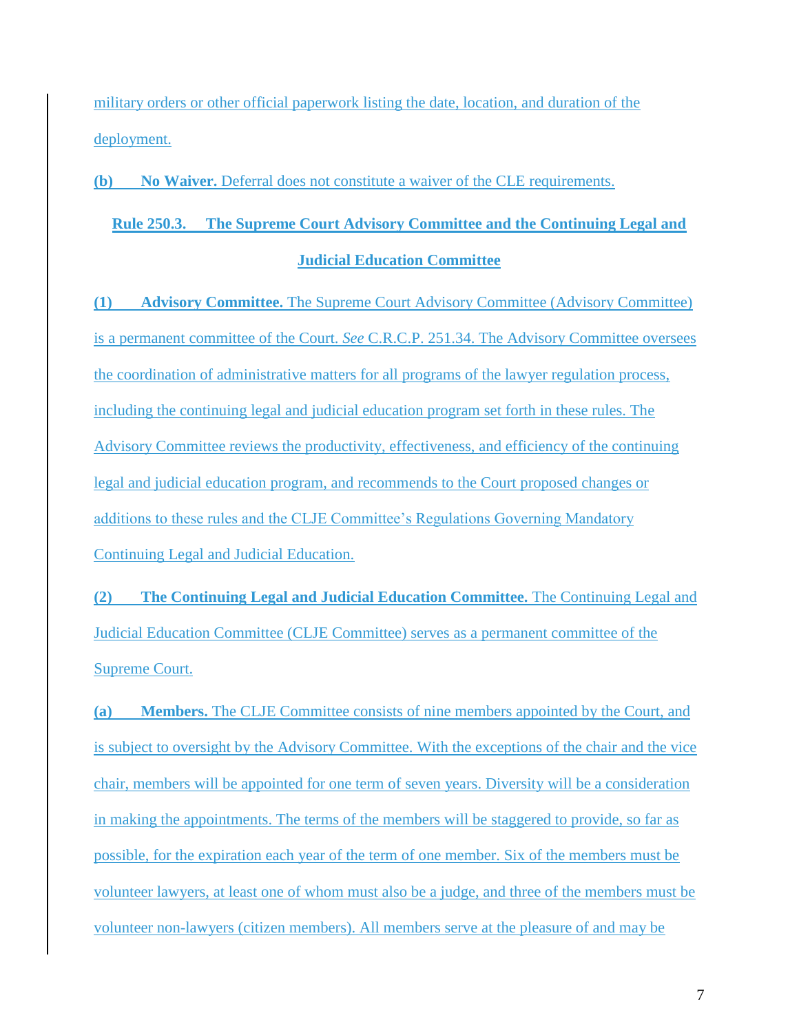military orders or other official paperwork listing the date, location, and duration of the deployment.

**(b) No Waiver.** Deferral does not constitute a waiver of the CLE requirements.

## Rule 250.3. The Supreme Court Advisory Committee and the Continuing Legal and Judicial Education Committee

**(1) Advisory Committee.** The Supreme Court Advisory Committee (Advisory Committee) is a permanent committee of the Court. *See* C.R.C.P. 251.34. The Advisory Committee oversees the coordination of administrative matters for all programs of the lawyer regulation process, including the continuing legal and judicial education program set forth in these rules. The Advisory Committee reviews the productivity, effectiveness, and efficiency of the continuing legal and judicial education program, and recommends to the Court proposed changes or additions to these rules and the CLJE Committee's Regulations Governing Mandatory Continuing Legal and Judicial Education.

**(2) The Continuing Legal and Judicial Education Committee.** The Continuing Legal and Judicial Education Committee (CLJE Committee) serves as a permanent committee of the Supreme Court.

**(a) Members.** The CLJE Committee consists of nine members appointed by the Court, and is subject to oversight by the Advisory Committee. With the exceptions of the chair and the vice chair, members will be appointed for one term of seven years. Diversity will be a consideration in making the appointments. The terms of the members will be staggered to provide, so far as possible, for the expiration each year of the term of one member. Six of the members must be volunteer lawyers, at least one of whom must also be a judge, and three of the members must be volunteer non-lawyers (citizen members). All members serve at the pleasure of and may be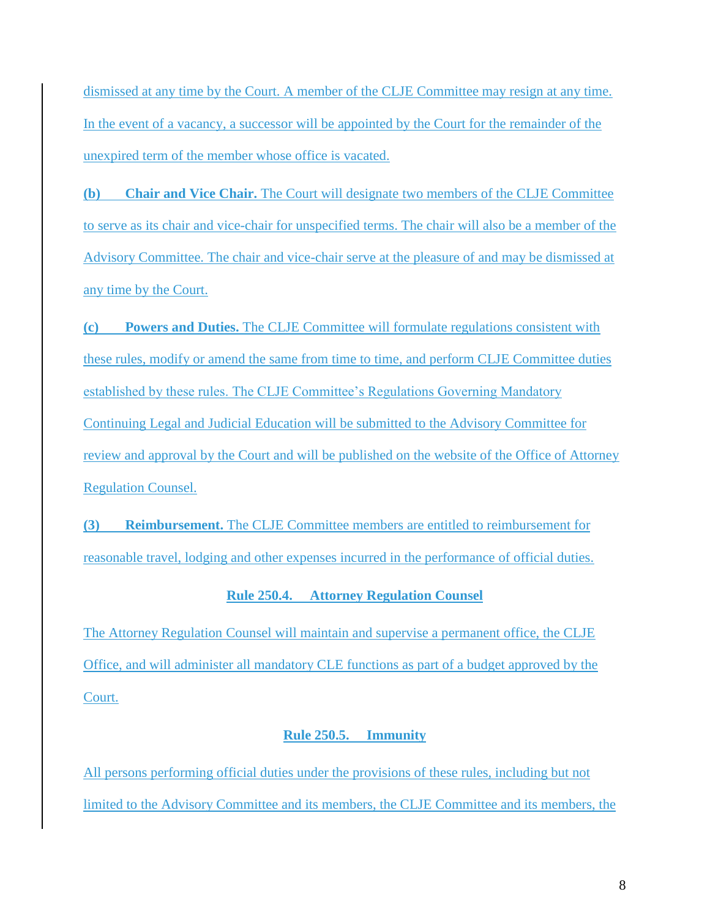dismissed at any time by the Court. A member of the CLJE Committee may resign at any time. In the event of a vacancy, a successor will be appointed by the Court for the remainder of the unexpired term of the member whose office is vacated.

**(b) Chair and Vice Chair.** The Court will designate two members of the CLJE Committee to serve as its chair and vice-chair for unspecified terms. The chair will also be a member of the Advisory Committee. The chair and vice-chair serve at the pleasure of and may be dismissed at any time by the Court.

**(c) Powers and Duties.** The CLJE Committee will formulate regulations consistent with these rules, modify or amend the same from time to time, and perform CLJE Committee duties established by these rules. The CLJE Committee's Regulations Governing Mandatory Continuing Legal and Judicial Education will be submitted to the Advisory Committee for review and approval by the Court and will be published on the website of the Office of Attorney Regulation Counsel.

**(3) Reimbursement.** The CLJE Committee members are entitled to reimbursement for reasonable travel, lodging and other expenses incurred in the performance of official duties.

## Rule 250.4. Attorney Regulation Counsel

The Attorney Regulation Counsel will maintain and supervise a permanent office, the CLJE Office, and will administer all mandatory CLE functions as part of a budget approved by the Court.

## Rule 250.5. Immunity

All persons performing official duties under the provisions of these rules, including but not limited to the Advisory Committee and its members, the CLJE Committee and its members, the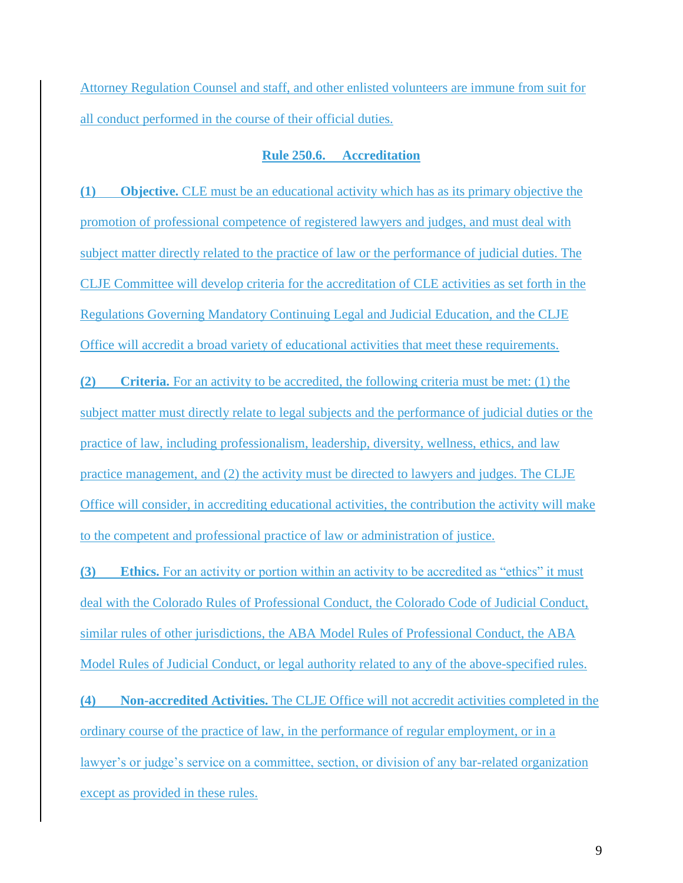Attorney Regulation Counsel and staff, and other enlisted volunteers are immune from suit for all conduct performed in the course of their official duties.

## Rule 250.6. Accreditation

**(1) Objective.** CLE must be an educational activity which has as its primary objective the promotion of professional competence of registered lawyers and judges, and must deal with subject matter directly related to the practice of law or the performance of judicial duties. The CLJE Committee will develop criteria for the accreditation of CLE activities as set forth in the Regulations Governing Mandatory Continuing Legal and Judicial Education, and the CLJE Office will accredit a broad variety of educational activities that meet these requirements.

**(2) Criteria.** For an activity to be accredited, the following criteria must be met: (1) the subject matter must directly relate to legal subjects and the performance of judicial duties or the practice of law, including professionalism, leadership, diversity, wellness, ethics, and law practice management, and (2) the activity must be directed to lawyers and judges. The CLJE Office will consider, in accrediting educational activities, the contribution the activity will make to the competent and professional practice of law or administration of justice.

**(3) Ethics.** For an activity or portion within an activity to be accredited as "ethics" it must deal with the Colorado Rules of Professional Conduct, the Colorado Code of Judicial Conduct, similar rules of other jurisdictions, the ABA Model Rules of Professional Conduct, the ABA Model Rules of Judicial Conduct, or legal authority related to any of the above-specified rules.

**(4) Non-accredited Activities.** The CLJE Office will not accredit activities completed in the ordinary course of the practice of law, in the performance of regular employment, or in a lawyer's or judge's service on a committee, section, or division of any bar-related organization except as provided in these rules.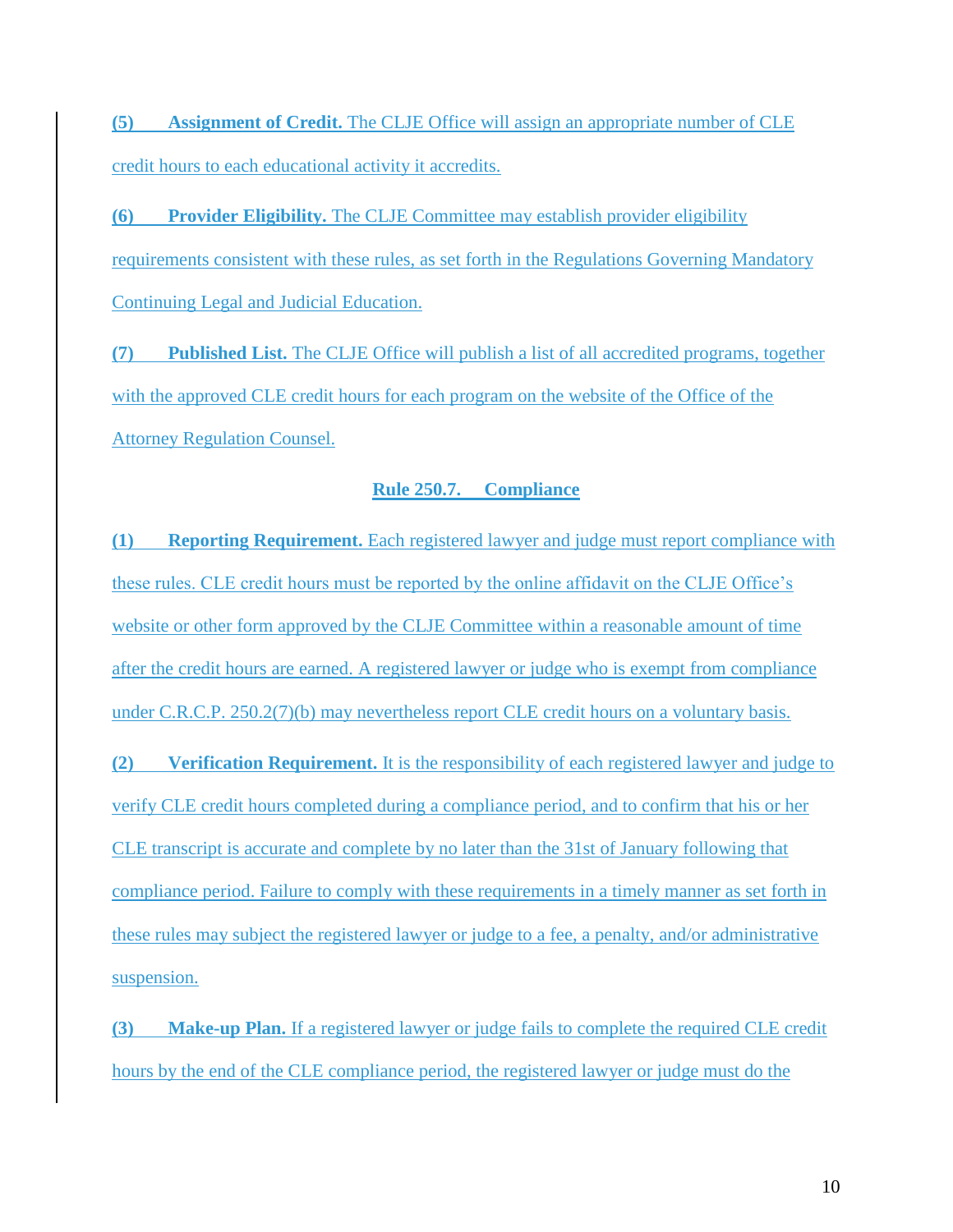**(5) Assignment of Credit.** The CLJE Office will assign an appropriate number of CLE credit hours to each educational activity it accredits.

**(6) Provider Eligibility.** The CLJE Committee may establish provider eligibility requirements consistent with these rules, as set forth in the Regulations Governing Mandatory Continuing Legal and Judicial Education.

**(7) Published List.** The CLJE Office will publish a list of all accredited programs, together with the approved CLE credit hours for each program on the website of the Office of the Attorney Regulation Counsel.

## Rule 250.7. Compliance

**(1) Reporting Requirement.** Each registered lawyer and judge must report compliance with these rules. CLE credit hours must be reported by the online affidavit on the CLJE Office's website or other form approved by the CLJE Committee within a reasonable amount of time after the credit hours are earned. A registered lawyer or judge who is exempt from compliance under C.R.C.P. 250.2(7)(b) may nevertheless report CLE credit hours on a voluntary basis.

**(2) Verification Requirement.** It is the responsibility of each registered lawyer and judge to verify CLE credit hours completed during a compliance period, and to confirm that his or her CLE transcript is accurate and complete by no later than the 31st of January following that compliance period. Failure to comply with these requirements in a timely manner as set forth in these rules may subject the registered lawyer or judge to a fee, a penalty, and/or administrative suspension.

**(3) Make-up Plan.** If a registered lawyer or judge fails to complete the required CLE credit hours by the end of the CLE compliance period, the registered lawyer or judge must do the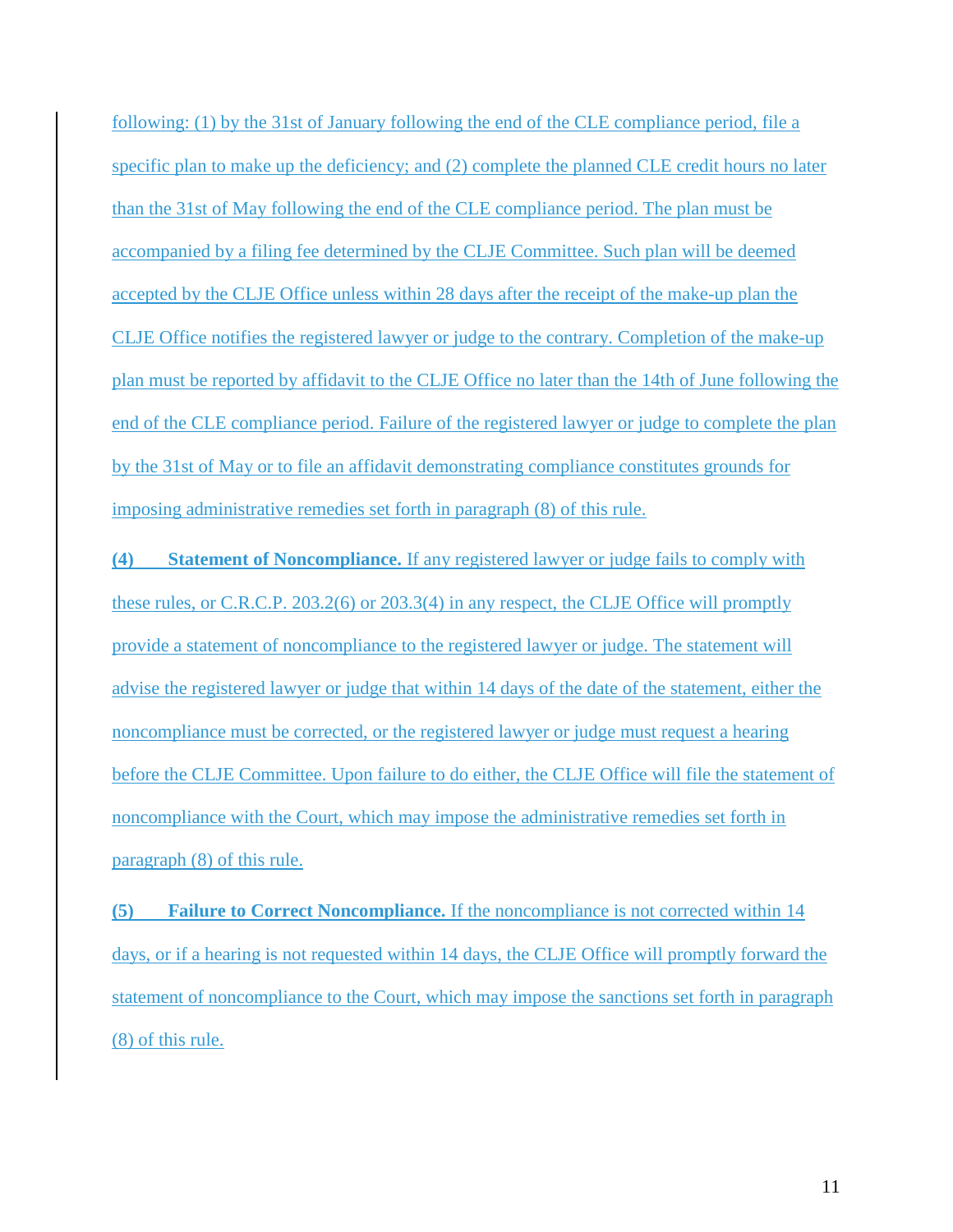following: (1) by the 31st of January following the end of the CLE compliance period, file a specific plan to make up the deficiency; and (2) complete the planned CLE credit hours no later than the 31st of May following the end of the CLE compliance period. The plan must be accompanied by a filing fee determined by the CLJE Committee. Such plan will be deemed accepted by the CLJE Office unless within 28 days after the receipt of the make-up plan the CLJE Office notifies the registered lawyer or judge to the contrary. Completion of the make-up plan must be reported by affidavit to the CLJE Office no later than the 14th of June following the end of the CLE compliance period. Failure of the registered lawyer or judge to complete the plan by the 31st of May or to file an affidavit demonstrating compliance constitutes grounds for imposing administrative remedies set forth in paragraph (8) of this rule.

**(4) Statement of Noncompliance.** If any registered lawyer or judge fails to comply with these rules, or C.R.C.P. 203.2(6) or 203.3(4) in any respect, the CLJE Office will promptly provide a statement of noncompliance to the registered lawyer or judge. The statement will advise the registered lawyer or judge that within 14 days of the date of the statement, either the noncompliance must be corrected, or the registered lawyer or judge must request a hearing before the CLJE Committee. Upon failure to do either, the CLJE Office will file the statement of noncompliance with the Court, which may impose the administrative remedies set forth in paragraph (8) of this rule.

**(5) Failure to Correct Noncompliance.** If the noncompliance is not corrected within 14 days, or if a hearing is not requested within 14 days, the CLJE Office will promptly forward the statement of noncompliance to the Court, which may impose the sanctions set forth in paragraph (8) of this rule.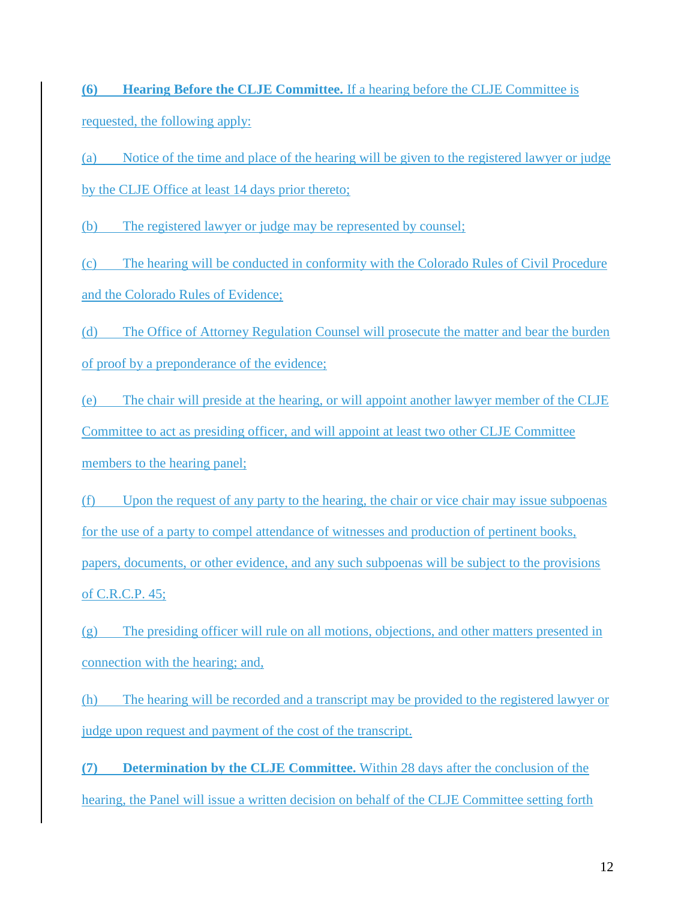**(6) Hearing Before the CLJE Committee.** If a hearing before the CLJE Committee is requested, the following apply:

(a) Notice of the time and place of the hearing will be given to the registered lawyer or judge by the CLJE Office at least 14 days prior thereto;

(b) The registered lawyer or judge may be represented by counsel;

(c) The hearing will be conducted in conformity with the Colorado Rules of Civil Procedure and the Colorado Rules of Evidence;

(d) The Office of Attorney Regulation Counsel will prosecute the matter and bear the burden of proof by a preponderance of the evidence;

(e) The chair will preside at the hearing, or will appoint another lawyer member of the CLJE Committee to act as presiding officer, and will appoint at least two other CLJE Committee members to the hearing panel;

(f) Upon the request of any party to the hearing, the chair or vice chair may issue subpoenas for the use of a party to compel attendance of witnesses and production of pertinent books, papers, documents, or other evidence, and any such subpoenas will be subject to the provisions of C.R.C.P. 45;

(g) The presiding officer will rule on all motions, objections, and other matters presented in connection with the hearing; and,

(h) The hearing will be recorded and a transcript may be provided to the registered lawyer or judge upon request and payment of the cost of the transcript.

**(7) Determination by the CLJE Committee.** Within 28 days after the conclusion of the hearing, the Panel will issue a written decision on behalf of the CLJE Committee setting forth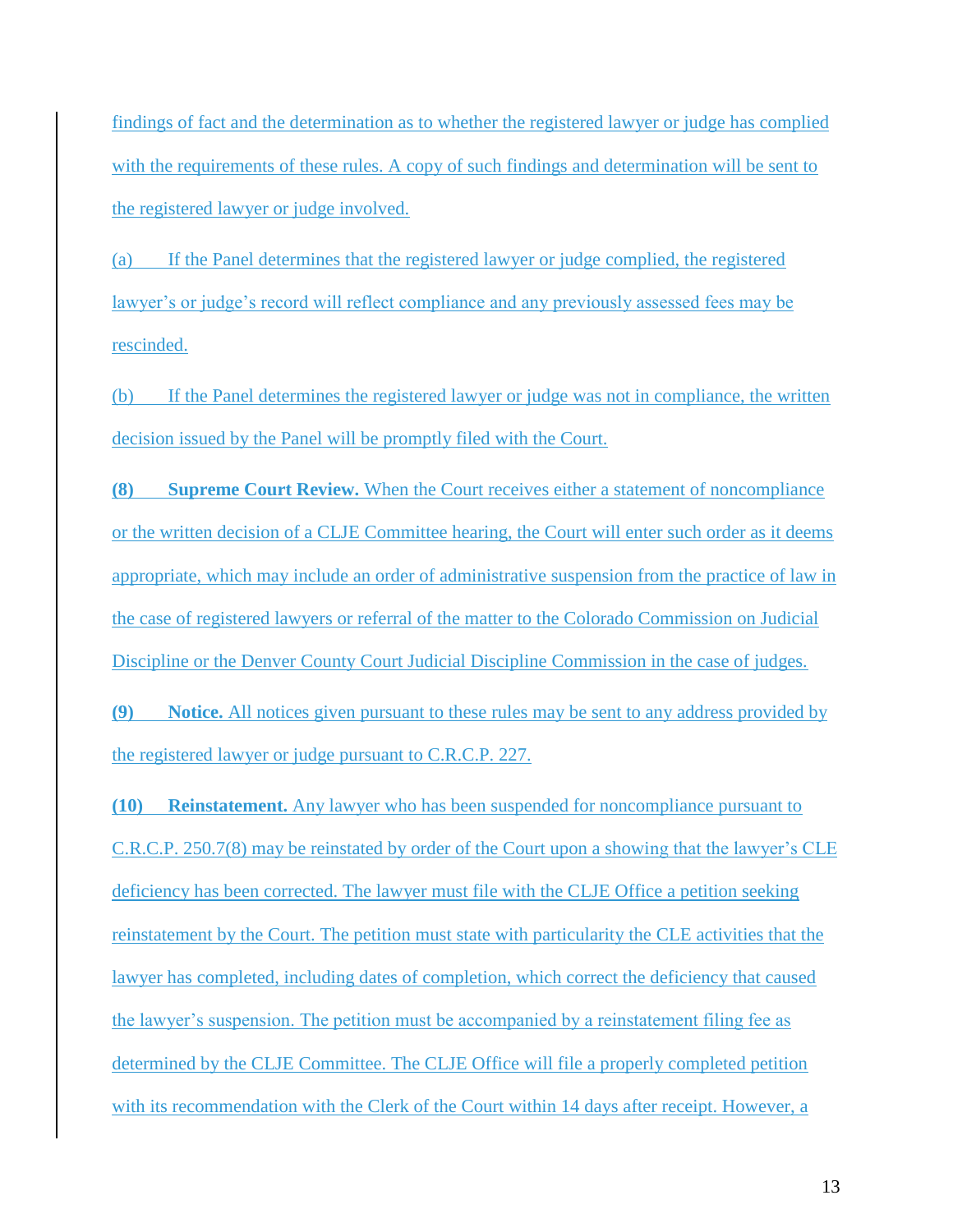findings of fact and the determination as to whether the registered lawyer or judge has complied with the requirements of these rules. A copy of such findings and determination will be sent to the registered lawyer or judge involved.

(a) If the Panel determines that the registered lawyer or judge complied, the registered lawyer's or judge's record will reflect compliance and any previously assessed fees may be rescinded.

(b) If the Panel determines the registered lawyer or judge was not in compliance, the written decision issued by the Panel will be promptly filed with the Court.

**(8) Supreme Court Review.** When the Court receives either a statement of noncompliance or the written decision of a CLJE Committee hearing, the Court will enter such order as it deems appropriate, which may include an order of administrative suspension from the practice of law in the case of registered lawyers or referral of the matter to the Colorado Commission on Judicial Discipline or the Denver County Court Judicial Discipline Commission in the case of judges.

**(9) Notice.** All notices given pursuant to these rules may be sent to any address provided by the registered lawyer or judge pursuant to C.R.C.P. 227.

**(10) Reinstatement.** Any lawyer who has been suspended for noncompliance pursuant to C.R.C.P. 250.7(8) may be reinstated by order of the Court upon a showing that the lawyer's CLE deficiency has been corrected. The lawyer must file with the CLJE Office a petition seeking reinstatement by the Court. The petition must state with particularity the CLE activities that the lawyer has completed, including dates of completion, which correct the deficiency that caused the lawyer's suspension. The petition must be accompanied by a reinstatement filing fee as determined by the CLJE Committee. The CLJE Office will file a properly completed petition with its recommendation with the Clerk of the Court within 14 days after receipt. However, a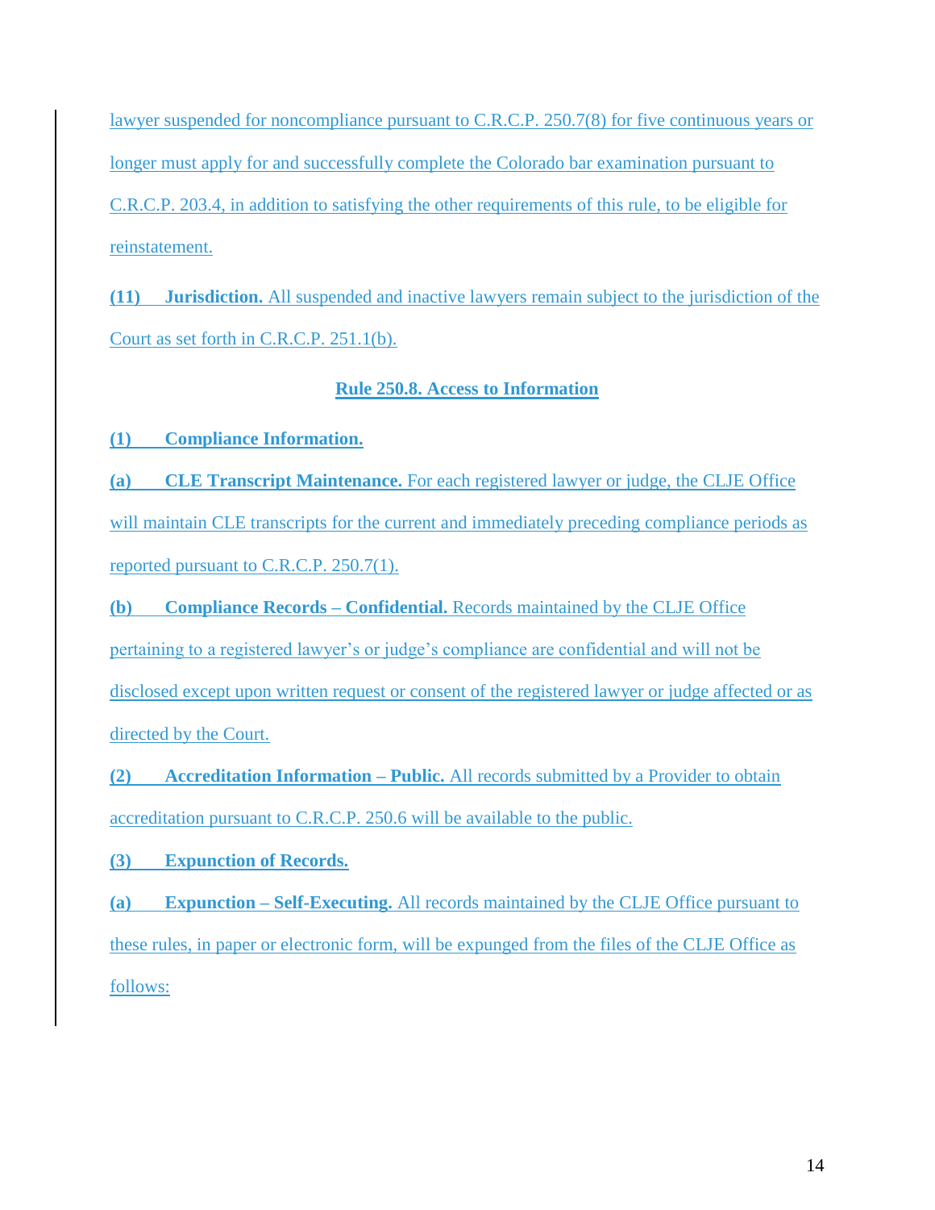lawyer suspended for noncompliance pursuant to C.R.C.P. 250.7(8) for five continuous years or longer must apply for and successfully complete the Colorado bar examination pursuant to C.R.C.P. 203.4, in addition to satisfying the other requirements of this rule, to be eligible for reinstatement.

**(11) Jurisdiction.** All suspended and inactive lawyers remain subject to the jurisdiction of the Court as set forth in C.R.C.P. 251.1(b).

## Rule 250.8. Access to Information

**(1) Compliance Information.**

**(a) CLE Transcript Maintenance.** For each registered lawyer or judge, the CLJE Office will maintain CLE transcripts for the current and immediately preceding compliance periods as reported pursuant to C.R.C.P. 250.7(1).

**(b) Compliance Records – Confidential.** Records maintained by the CLJE Office pertaining to a registered lawyer's or judge's compliance are confidential and will not be disclosed except upon written request or consent of the registered lawyer or judge affected or as directed by the Court.

**(2) Accreditation Information – Public.** All records submitted by a Provider to obtain accreditation pursuant to C.R.C.P. 250.6 will be available to the public.

**(3) Expunction of Records.**

**(a) Expunction – Self-Executing.** All records maintained by the CLJE Office pursuant to these rules, in paper or electronic form, will be expunged from the files of the CLJE Office as follows: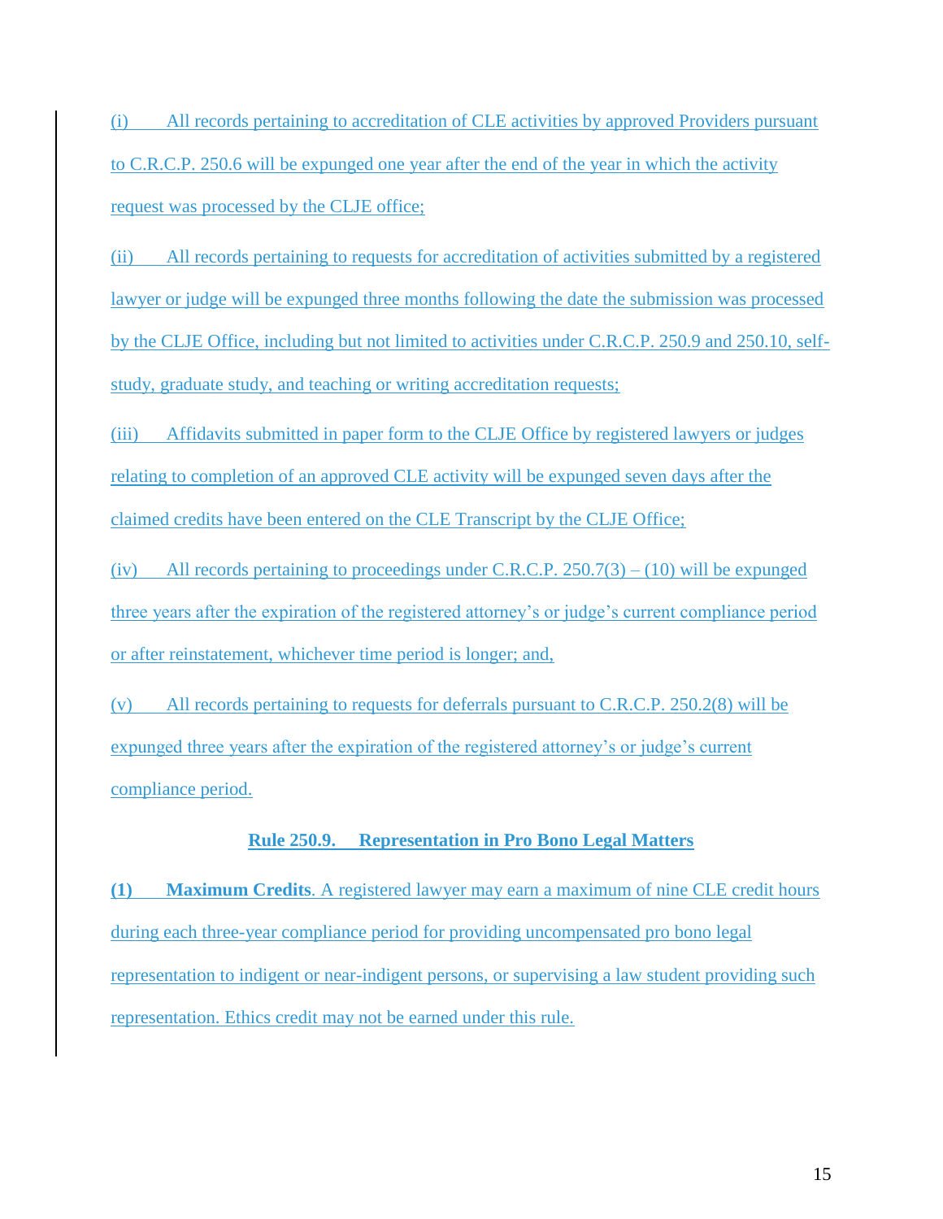(i) All records pertaining to accreditation of CLE activities by approved Providers pursuant to C.R.C.P. 250.6 will be expunged one year after the end of the year in which the activity request was processed by the CLJE office;

(ii) All records pertaining to requests for accreditation of activities submitted by a registered lawyer or judge will be expunged three months following the date the submission was processed by the CLJE Office, including but not limited to activities under C.R.C.P. 250.9 and 250.10, self-study, graduate study, and teaching or writing accreditation requests;

(iii) Affidavits submitted in paper form to the CLJE Office by registered lawyers or judges relating to completion of an approved CLE activity will be expunged seven days after the claimed credits have been entered on the CLE Transcript by the CLJE Office;

(iv) All records pertaining to proceedings under C.R.C.P. 250.7(3) – (10) will be expunged three years after the expiration of the registered attorney's or judge's current compliance period or after reinstatement, whichever time period is longer; and,

(v) All records pertaining to requests for deferrals pursuant to C.R.C.P. 250.2(8) will be expunged three years after the expiration of the registered attorney's or judge's current compliance period.

## Rule 250.9. Representation in Pro Bono Legal Matters

**(1) Maximum Credits**. A registered lawyer may earn a maximum of nine CLE credit hours during each three-year compliance period for providing uncompensated pro bono legal representation to indigent or near-indigent persons, or supervising a law student providing such representation. Ethics credit may not be earned under this rule.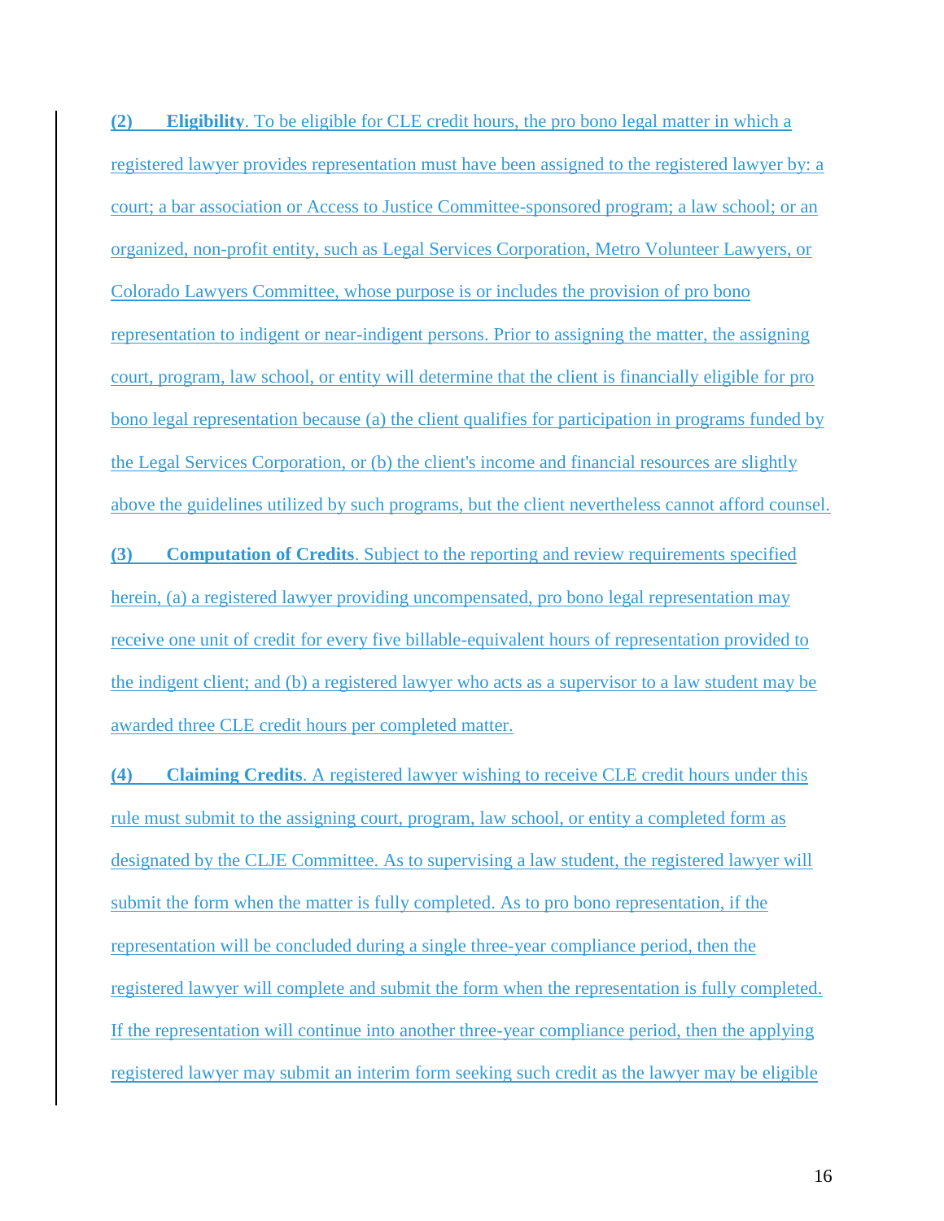**(2) Eligibility**. To be eligible for CLE credit hours, the pro bono legal matter in which a registered lawyer provides representation must have been assigned to the registered lawyer by: a court; a bar association or Access to Justice Committee-sponsored program; a law school; or an organized, non-profit entity, such as Legal Services Corporation, Metro Volunteer Lawyers, or Colorado Lawyers Committee, whose purpose is or includes the provision of pro bono representation to indigent or near-indigent persons. Prior to assigning the matter, the assigning court, program, law school, or entity will determine that the client is financially eligible for pro bono legal representation because (a) the client qualifies for participation in programs funded by the Legal Services Corporation, or (b) the client's income and financial resources are slightly above the guidelines utilized by such programs, but the client nevertheless cannot afford counsel.

**(3) Computation of Credits**. Subject to the reporting and review requirements specified herein, (a) a registered lawyer providing uncompensated, pro bono legal representation may receive one unit of credit for every five billable-equivalent hours of representation provided to the indigent client; and (b) a registered lawyer who acts as a supervisor to a law student may be awarded three CLE credit hours per completed matter.

**(4) Claiming Credits**. A registered lawyer wishing to receive CLE credit hours under this rule must submit to the assigning court, program, law school, or entity a completed form as designated by the CLJE Committee. As to supervising a law student, the registered lawyer will submit the form when the matter is fully completed. As to pro bono representation, if the representation will be concluded during a single three-year compliance period, then the registered lawyer will complete and submit the form when the representation is fully completed. If the representation will continue into another three-year compliance period, then the applying registered lawyer may submit an interim form seeking such credit as the lawyer may be eligible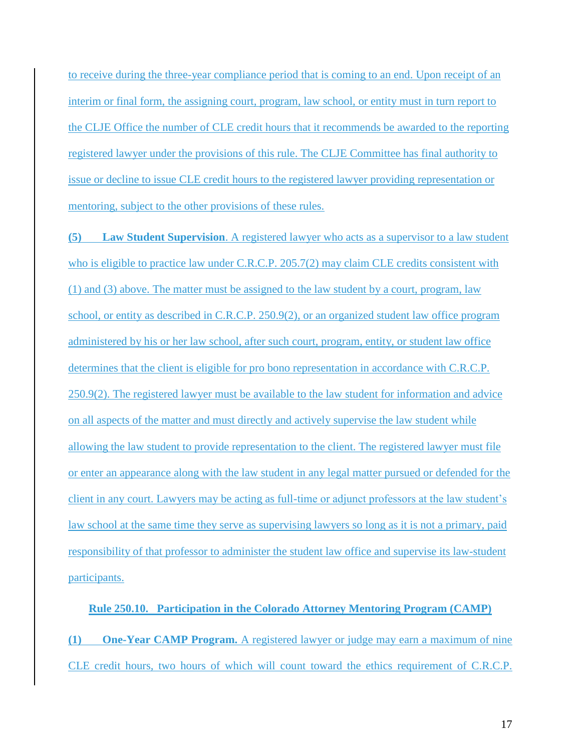to receive during the three-year compliance period that is coming to an end. Upon receipt of an interim or final form, the assigning court, program, law school, or entity must in turn report to the CLJE Office the number of CLE credit hours that it recommends be awarded to the reporting registered lawyer under the provisions of this rule. The CLJE Committee has final authority to issue or decline to issue CLE credit hours to the registered lawyer providing representation or mentoring, subject to the other provisions of these rules.

**(5) Law Student Supervision**. A registered lawyer who acts as a supervisor to a law student who is eligible to practice law under C.R.C.P. 205.7(2) may claim CLE credits consistent with (1) and (3) above. The matter must be assigned to the law student by a court, program, law school, or entity as described in C.R.C.P. 250.9(2), or an organized student law office program administered by his or her law school, after such court, program, entity, or student law office determines that the client is eligible for pro bono representation in accordance with C.R.C.P. 250.9(2). The registered lawyer must be available to the law student for information and advice on all aspects of the matter and must directly and actively supervise the law student while allowing the law student to provide representation to the client. The registered lawyer must file or enter an appearance along with the law student in any legal matter pursued or defended for the client in any court. Lawyers may be acting as full-time or adjunct professors at the law student's law school at the same time they serve as supervising lawyers so long as it is not a primary, paid responsibility of that professor to administer the student law office and supervise its law-student participants.

## Rule 250.10. Participation in the Colorado Attorney Mentoring Program (CAMP)

**(1) One-Year CAMP Program.** A registered lawyer or judge may earn a maximum of nine CLE credit hours, two hours of which will count toward the ethics requirement of C.R.C.P.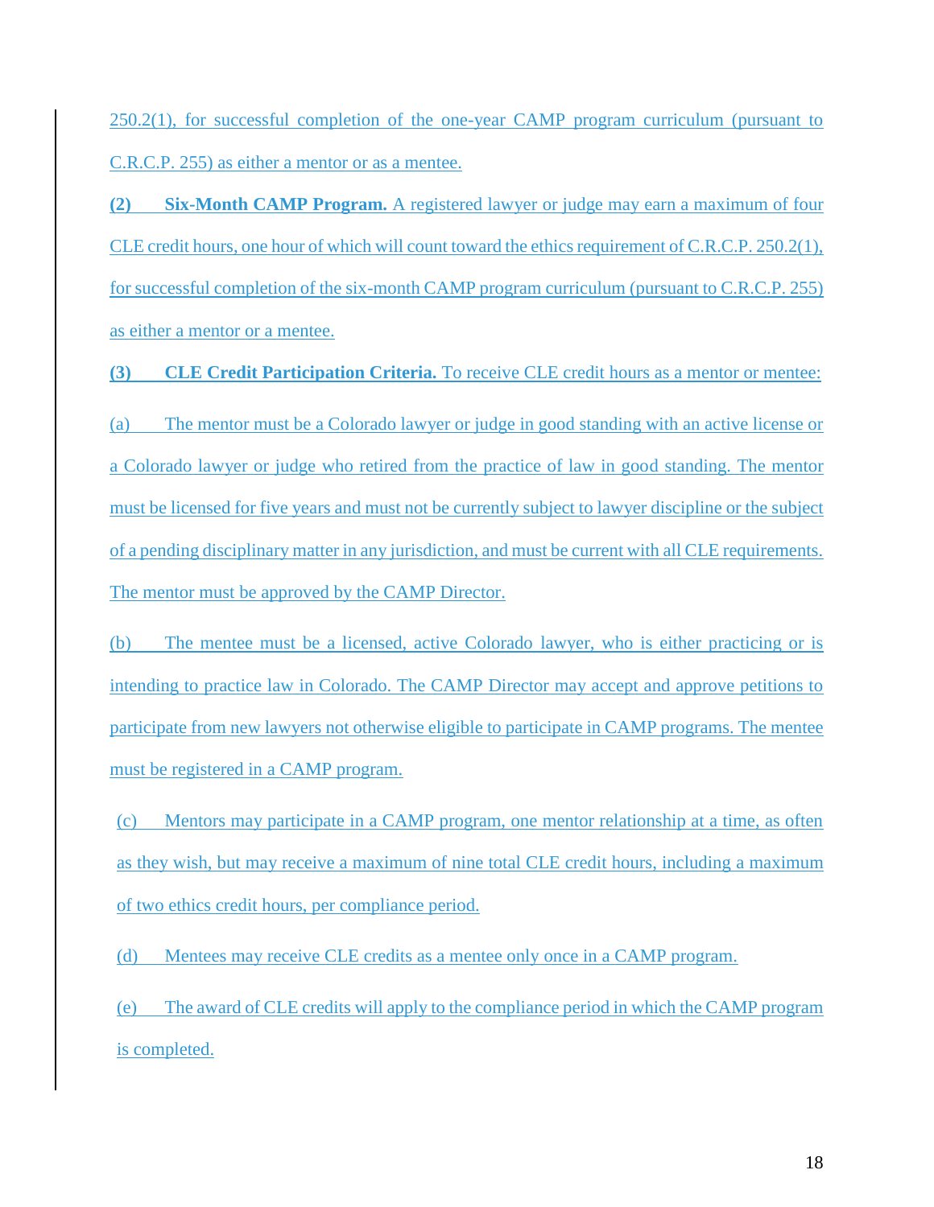250.2(1), for successful completion of the one-year CAMP program curriculum (pursuant to C.R.C.P. 255) as either a mentor or as a mentee.

**(2) Six-Month CAMP Program.** A registered lawyer or judge may earn a maximum of four CLE credit hours, one hour of which will count toward the ethics requirement of C.R.C.P. 250.2(1), for successful completion of the six-month CAMP program curriculum (pursuant to C.R.C.P. 255) as either a mentor or a mentee.

**(3) CLE Credit Participation Criteria.** To receive CLE credit hours as a mentor or mentee:

(a) The mentor must be a Colorado lawyer or judge in good standing with an active license or a Colorado lawyer or judge who retired from the practice of law in good standing. The mentor must be licensed for five years and must not be currently subject to lawyer discipline or the subject of a pending disciplinary matter in any jurisdiction, and must be current with all CLE requirements. The mentor must be approved by the CAMP Director.

(b) The mentee must be a licensed, active Colorado lawyer, who is either practicing or is intending to practice law in Colorado. The CAMP Director may accept and approve petitions to participate from new lawyers not otherwise eligible to participate in CAMP programs. The mentee must be registered in a CAMP program.

(c) Mentors may participate in a CAMP program, one mentor relationship at a time, as often as they wish, but may receive a maximum of nine total CLE credit hours, including a maximum of two ethics credit hours, per compliance period.

(d) Mentees may receive CLE credits as a mentee only once in a CAMP program.

(e) The award of CLE credits will apply to the compliance period in which the CAMP program is completed.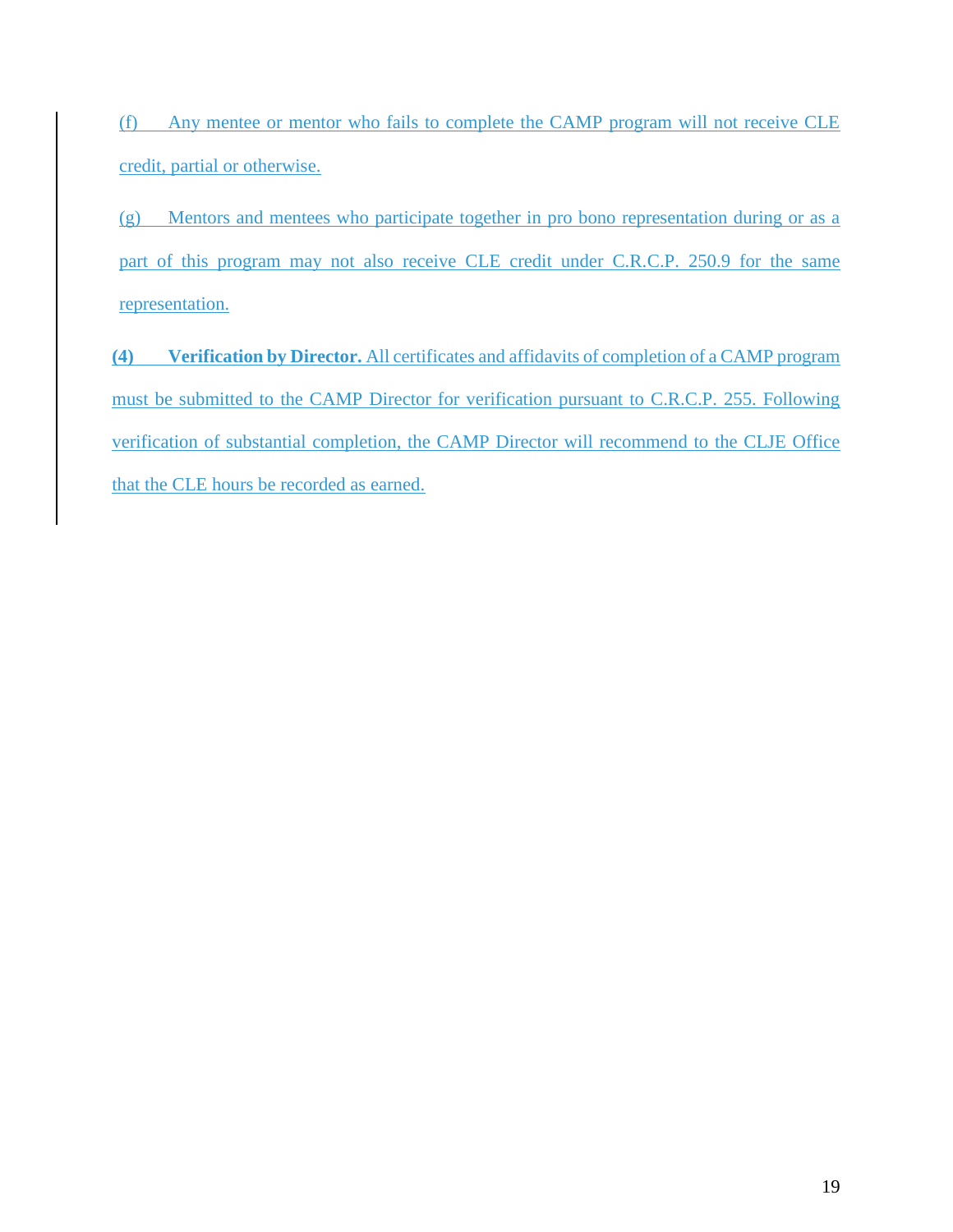(f) Any mentee or mentor who fails to complete the CAMP program will not receive CLE credit, partial or otherwise.

(g) Mentors and mentees who participate together in pro bono representation during or as a part of this program may not also receive CLE credit under C.R.C.P. 250.9 for the same representation.

**(4) Verification by Director.** All certificates and affidavits of completion of a CAMP program must be submitted to the CAMP Director for verification pursuant to C.R.C.P. 255. Following verification of substantial completion, the CAMP Director will recommend to the CLJE Office that the CLE hours be recorded as earned.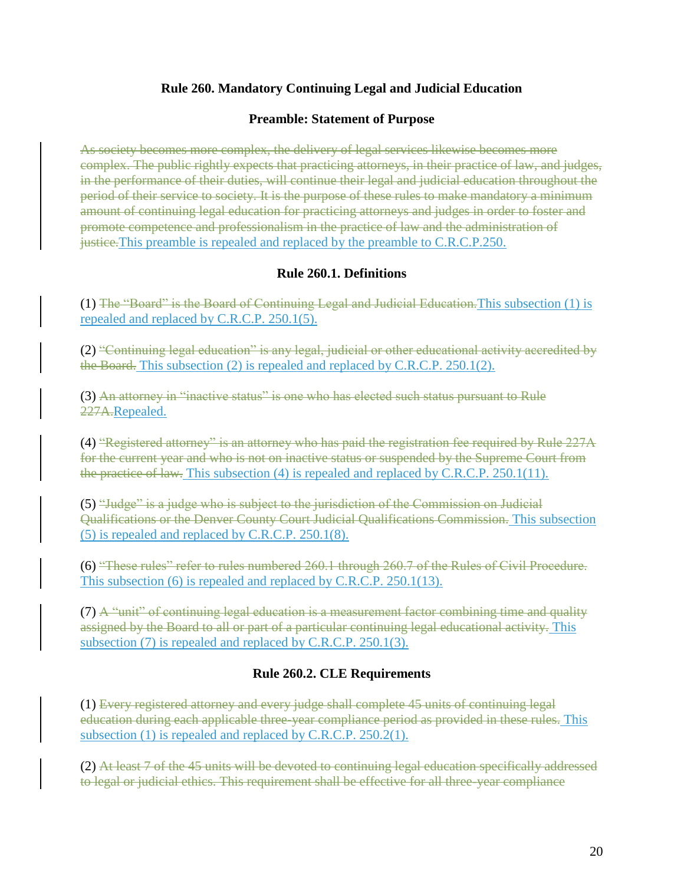**Rule 260. Mandatory Continuing Legal and Judicial Education**

**Preamble: Statement of Purpose**

~~As society becomes more complex, the delivery of legal services likewise becomes more complex. The public rightly expects that practicing attorneys, in their practice of law, and judges, in the performance of their duties, will continue their legal and judicial education throughout the period of their service to society. It is the purpose of these rules to make mandatory a minimum amount of continuing legal education for practicing attorneys and judges in order to foster and promote competence and professionalism in the practice of law and the administration of justice.~~This preamble is repealed and replaced by the preamble to C.R.C.P.250.

**Rule 260.1. Definitions**

(1) ~~The "Board" is the Board of Continuing Legal and Judicial Education.~~This subsection (1) is repealed and replaced by C.R.C.P. 250.1(5).

(2) ~~"Continuing legal education" is any legal, judicial or other educational activity accredited by the Board.~~ This subsection (2) is repealed and replaced by C.R.C.P. 250.1(2).

(3) ~~An attorney in "inactive status" is one who has elected such status pursuant to Rule 227A.~~Repealed.

(4) ~~"Registered attorney" is an attorney who has paid the registration fee required by Rule 227A for the current year and who is not on inactive status or suspended by the Supreme Court from the practice of law.~~ This subsection (4) is repealed and replaced by C.R.C.P. 250.1(11).

(5) ~~"Judge" is a judge who is subject to the jurisdiction of the Commission on Judicial Qualifications or the Denver County Court Judicial Qualifications Commission.~~ This subsection (5) is repealed and replaced by C.R.C.P. 250.1(8).

(6) ~~"These rules" refer to rules numbered 260.1 through 260.7 of the Rules of Civil Procedure.~~ This subsection (6) is repealed and replaced by C.R.C.P. 250.1(13).

(7) ~~A "unit" of continuing legal education is a measurement factor combining time and quality assigned by the Board to all or part of a particular continuing legal educational activity.~~ This subsection (7) is repealed and replaced by C.R.C.P. 250.1(3).

**Rule 260.2. CLE Requirements**

(1) ~~Every registered attorney and every judge shall complete 45 units of continuing legal education during each applicable three-year compliance period as provided in these rules.~~ This subsection (1) is repealed and replaced by C.R.C.P. 250.2(1).

(2) ~~At least 7 of the 45 units will be devoted to continuing legal education specifically addressed to legal or judicial ethics. This requirement shall be effective for all three-year compliance~~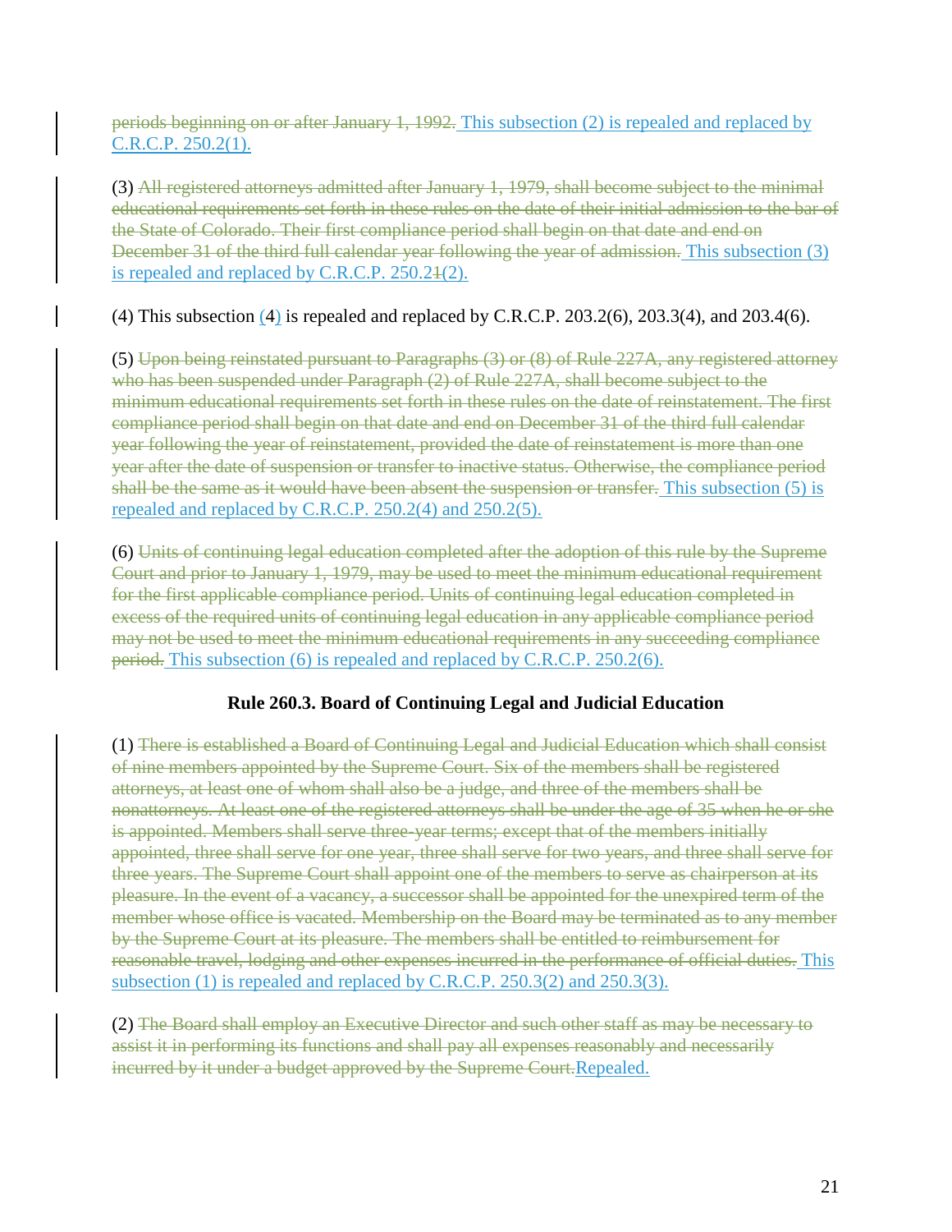~~periods beginning on or after January 1, 1992.~~ This subsection (2) is repealed and replaced by C.R.C.P. 250.2(1).

(3) ~~All registered attorneys admitted after January 1, 1979, shall become subject to the minimal educational requirements set forth in these rules on the date of their initial admission to the bar of the State of Colorado. Their first compliance period shall begin on that date and end on December 31 of the third full calendar year following the year of admission.~~ This subsection (3) is repealed and replaced by C.R.C.P. 250.2~~1~~(2).

(4) This subsection (4) is repealed and replaced by C.R.C.P. 203.2(6), 203.3(4), and 203.4(6).

(5) ~~Upon being reinstated pursuant to Paragraphs (3) or (8) of Rule 227A, any registered attorney who has been suspended under Paragraph (2) of Rule 227A, shall become subject to the minimum educational requirements set forth in these rules on the date of reinstatement. The first compliance period shall begin on that date and end on December 31 of the third full calendar year following the year of reinstatement, provided the date of reinstatement is more than one year after the date of suspension or transfer to inactive status. Otherwise, the compliance period shall be the same as it would have been absent the suspension or transfer.~~ This subsection (5) is repealed and replaced by C.R.C.P. 250.2(4) and 250.2(5).

(6) ~~Units of continuing legal education completed after the adoption of this rule by the Supreme Court and prior to January 1, 1979, may be used to meet the minimum educational requirement for the first applicable compliance period. Units of continuing legal education completed in excess of the required units of continuing legal education in any applicable compliance period may not be used to meet the minimum educational requirements in any succeeding compliance period.~~ This subsection (6) is repealed and replaced by C.R.C.P. 250.2(6).

**Rule 260.3. Board of Continuing Legal and Judicial Education**

(1) ~~There is established a Board of Continuing Legal and Judicial Education which shall consist of nine members appointed by the Supreme Court. Six of the members shall be registered attorneys, at least one of whom shall also be a judge, and three of the members shall be nonattorneys. At least one of the registered attorneys shall be under the age of 35 when he or she is appointed. Members shall serve three-year terms; except that of the members initially appointed, three shall serve for one year, three shall serve for two years, and three shall serve for three years. The Supreme Court shall appoint one of the members to serve as chairperson at its pleasure. In the event of a vacancy, a successor shall be appointed for the unexpired term of the member whose office is vacated. Membership on the Board may be terminated as to any member by the Supreme Court at its pleasure. The members shall be entitled to reimbursement for reasonable travel, lodging and other expenses incurred in the performance of official duties.~~ This subsection (1) is repealed and replaced by C.R.C.P. 250.3(2) and 250.3(3).

(2) ~~The Board shall employ an Executive Director and such other staff as may be necessary to assist it in performing its functions and shall pay all expenses reasonably and necessarily incurred by it under a budget approved by the Supreme Court.~~Repealed.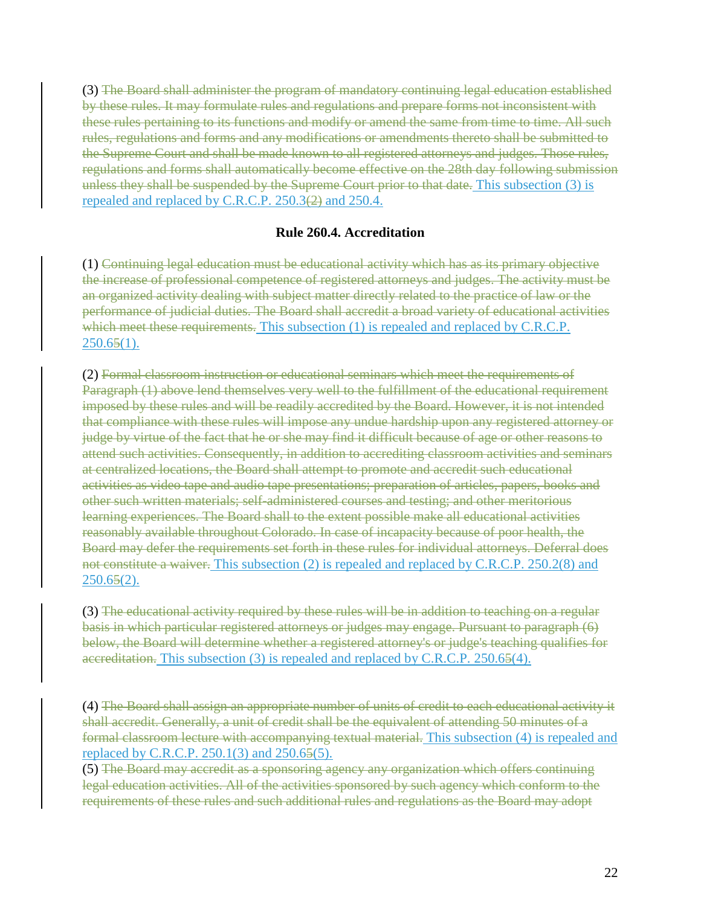(3) ~~The Board shall administer the program of mandatory continuing legal education established by these rules. It may formulate rules and regulations and prepare forms not inconsistent with these rules pertaining to its functions and modify or amend the same from time to time. All such rules, regulations and forms and any modifications or amendments thereto shall be submitted to the Supreme Court and shall be made known to all registered attorneys and judges. Those rules, regulations and forms shall automatically become effective on the 28th day following submission unless they shall be suspended by the Supreme Court prior to that date.~~ This subsection (3) is repealed and replaced by C.R.C.P. 250.3~~(2)~~ and 250.4.

### Rule 260.4. Accreditation

(1) ~~Continuing legal education must be educational activity which has as its primary objective the increase of professional competence of registered attorneys and judges. The activity must be an organized activity dealing with subject matter directly related to the practice of law or the performance of judicial duties. The Board shall accredit a broad variety of educational activities which meet these requirements.~~ This subsection (1) is repealed and replaced by C.R.C.P. 250.6~~5~~(1).

(2) ~~Formal classroom instruction or educational seminars which meet the requirements of Paragraph (1) above lend themselves very well to the fulfillment of the educational requirement imposed by these rules and will be readily accredited by the Board. However, it is not intended that compliance with these rules will impose any undue hardship upon any registered attorney or judge by virtue of the fact that he or she may find it difficult because of age or other reasons to attend such activities. Consequently, in addition to accrediting classroom activities and seminars at centralized locations, the Board shall attempt to promote and accredit such educational activities as video tape and audio tape presentations; preparation of articles, papers, books and other such written materials; self-administered courses and testing; and other meritorious learning experiences. The Board shall to the extent possible make all educational activities reasonably available throughout Colorado. In case of incapacity because of poor health, the Board may defer the requirements set forth in these rules for individual attorneys. Deferral does not constitute a waiver.~~ This subsection (2) is repealed and replaced by C.R.C.P. 250.2(8) and 250.6~~5~~(2).

(3) ~~The educational activity required by these rules will be in addition to teaching on a regular basis in which particular registered attorneys or judges may engage. Pursuant to paragraph (6) below, the Board will determine whether a registered attorney's or judge's teaching qualifies for accreditation.~~ This subsection (3) is repealed and replaced by C.R.C.P. 250.6~~5~~(4).

(4) ~~The Board shall assign an appropriate number of units of credit to each educational activity it shall accredit. Generally, a unit of credit shall be the equivalent of attending 50 minutes of a formal classroom lecture with accompanying textual material.~~ This subsection (4) is repealed and replaced by C.R.C.P. 250.1(3) and 250.6~~5~~(5).

(5) ~~The Board may accredit as a sponsoring agency any organization which offers continuing legal education activities. All of the activities sponsored by such agency which conform to the requirements of these rules and such additional rules and regulations as the Board may adopt~~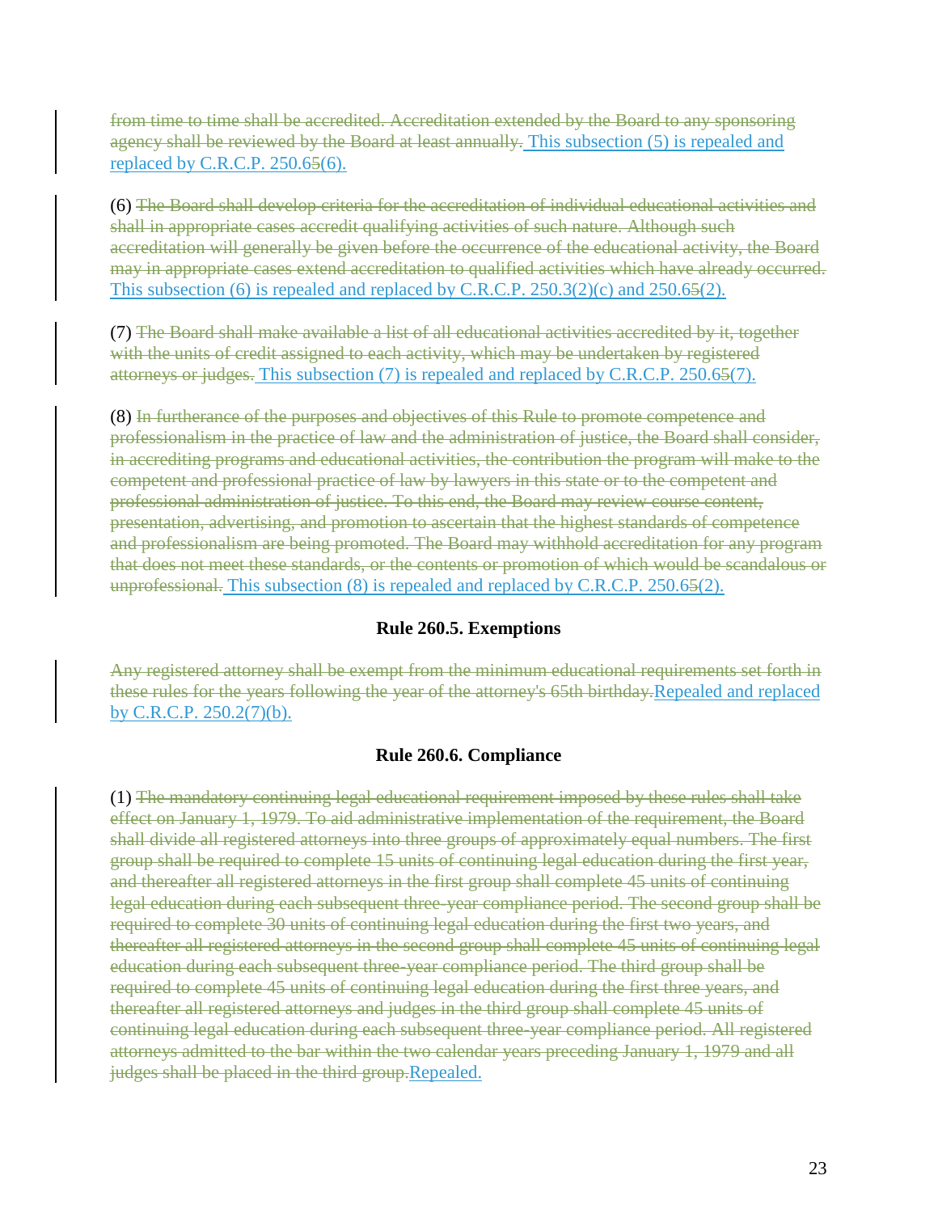~~from time to time shall be accredited. Accreditation extended by the Board to any sponsoring agency shall be reviewed by the Board at least annually.~~ This subsection (5) is repealed and replaced by C.R.C.P. 250.6~~5~~(6).

(6) ~~The Board shall develop criteria for the accreditation of individual educational activities and shall in appropriate cases accredit qualifying activities of such nature. Although such accreditation will generally be given before the occurrence of the educational activity, the Board may in appropriate cases extend accreditation to qualified activities which have already occurred.~~ This subsection (6) is repealed and replaced by C.R.C.P. 250.3(2)(c) and 250.6~~5~~(2).

(7) ~~The Board shall make available a list of all educational activities accredited by it, together with the units of credit assigned to each activity, which may be undertaken by registered attorneys or judges.~~ This subsection (7) is repealed and replaced by C.R.C.P. 250.6~~5~~(7).

(8) ~~In furtherance of the purposes and objectives of this Rule to promote competence and professionalism in the practice of law and the administration of justice, the Board shall consider, in accrediting programs and educational activities, the contribution the program will make to the competent and professional practice of law by lawyers in this state or to the competent and professional administration of justice. To this end, the Board may review course content, presentation, advertising, and promotion to ascertain that the highest standards of competence and professionalism are being promoted. The Board may withhold accreditation for any program that does not meet these standards, or the contents or promotion of which would be scandalous or unprofessional.~~ This subsection (8) is repealed and replaced by C.R.C.P. 250.6~~5~~(2).

### Rule 260.5. Exemptions

~~Any registered attorney shall be exempt from the minimum educational requirements set forth in these rules for the years following the year of the attorney's 65th birthday.~~Repealed and replaced by C.R.C.P. 250.2(7)(b).

### Rule 260.6. Compliance

(1) ~~The mandatory continuing legal educational requirement imposed by these rules shall take effect on January 1, 1979. To aid administrative implementation of the requirement, the Board shall divide all registered attorneys into three groups of approximately equal numbers. The first group shall be required to complete 15 units of continuing legal education during the first year, and thereafter all registered attorneys in the first group shall complete 45 units of continuing legal education during each subsequent three-year compliance period. The second group shall be required to complete 30 units of continuing legal education during the first two years, and thereafter all registered attorneys in the second group shall complete 45 units of continuing legal education during each subsequent three-year compliance period. The third group shall be required to complete 45 units of continuing legal education during the first three years, and thereafter all registered attorneys and judges in the third group shall complete 45 units of continuing legal education during each subsequent three-year compliance period. All registered attorneys admitted to the bar within the two calendar years preceding January 1, 1979 and all judges shall be placed in the third group.~~Repealed.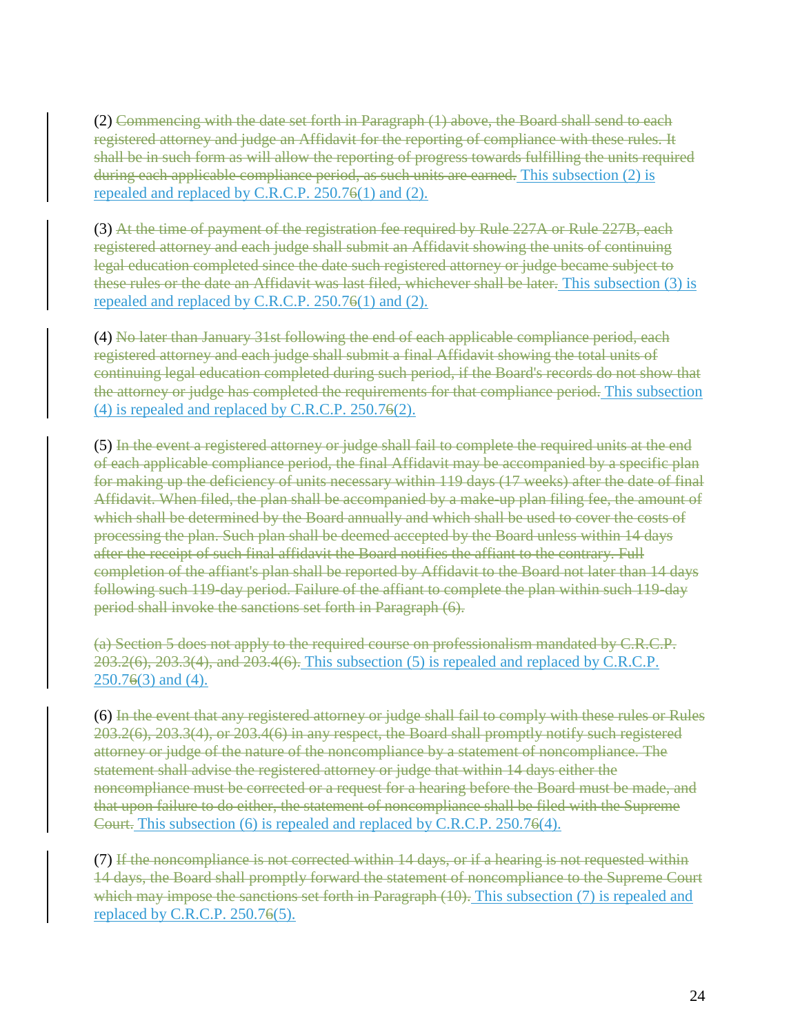(2) ~~Commencing with the date set forth in Paragraph (1) above, the Board shall send to each registered attorney and judge an Affidavit for the reporting of compliance with these rules. It shall be in such form as will allow the reporting of progress towards fulfilling the units required during each applicable compliance period, as such units are earned.~~ This subsection (2) is repealed and replaced by C.R.C.P. 250.7~~6~~(1) and (2).

(3) ~~At the time of payment of the registration fee required by Rule 227A or Rule 227B, each registered attorney and each judge shall submit an Affidavit showing the units of continuing legal education completed since the date such registered attorney or judge became subject to these rules or the date an Affidavit was last filed, whichever shall be later.~~ This subsection (3) is repealed and replaced by C.R.C.P. 250.7~~6~~(1) and (2).

(4) ~~No later than January 31st following the end of each applicable compliance period, each registered attorney and each judge shall submit a final Affidavit showing the total units of continuing legal education completed during such period, if the Board's records do not show that the attorney or judge has completed the requirements for that compliance period.~~ This subsection (4) is repealed and replaced by C.R.C.P. 250.7~~6~~(2).

(5) ~~In the event a registered attorney or judge shall fail to complete the required units at the end of each applicable compliance period, the final Affidavit may be accompanied by a specific plan for making up the deficiency of units necessary within 119 days (17 weeks) after the date of final Affidavit. When filed, the plan shall be accompanied by a make-up plan filing fee, the amount of which shall be determined by the Board annually and which shall be used to cover the costs of processing the plan. Such plan shall be deemed accepted by the Board unless within 14 days after the receipt of such final affidavit the Board notifies the affiant to the contrary. Full completion of the affiant's plan shall be reported by Affidavit to the Board not later than 14 days following such 119-day period. Failure of the affiant to complete the plan within such 119-day period shall invoke the sanctions set forth in Paragraph (6).~~

~~(a) Section 5 does not apply to the required course on professionalism mandated by C.R.C.P. 203.2(6), 203.3(4), and 203.4(6).~~ This subsection (5) is repealed and replaced by C.R.C.P. 250.7~~6~~(3) and (4).

(6) ~~In the event that any registered attorney or judge shall fail to comply with these rules or Rules 203.2(6), 203.3(4), or 203.4(6) in any respect, the Board shall promptly notify such registered attorney or judge of the nature of the noncompliance by a statement of noncompliance. The statement shall advise the registered attorney or judge that within 14 days either the noncompliance must be corrected or a request for a hearing before the Board must be made, and that upon failure to do either, the statement of noncompliance shall be filed with the Supreme Court.~~ This subsection (6) is repealed and replaced by C.R.C.P. 250.7~~6~~(4).

(7) ~~If the noncompliance is not corrected within 14 days, or if a hearing is not requested within 14 days, the Board shall promptly forward the statement of noncompliance to the Supreme Court which may impose the sanctions set forth in Paragraph (10).~~ This subsection (7) is repealed and replaced by C.R.C.P. 250.7~~6~~(5).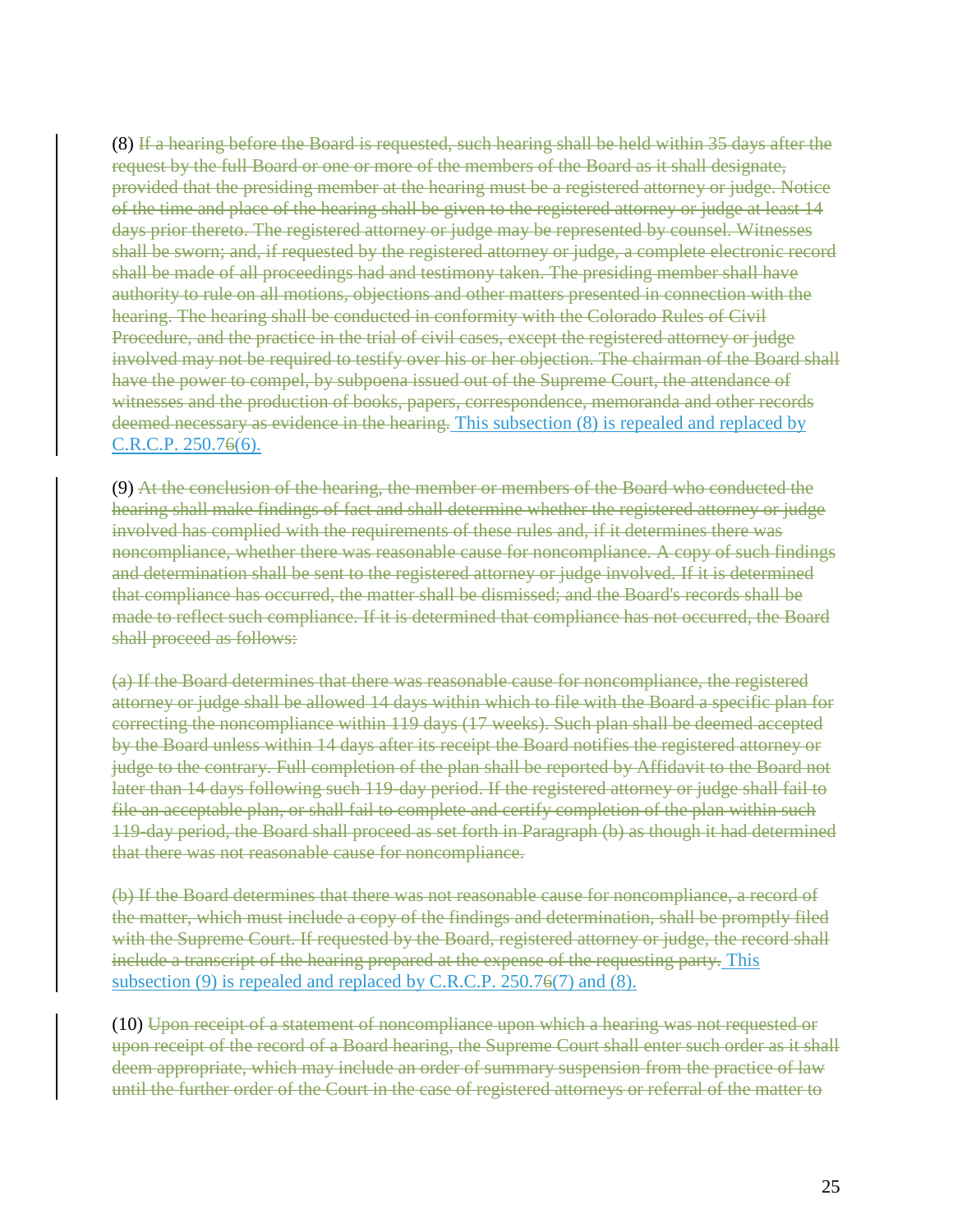(8) ~~If a hearing before the Board is requested, such hearing shall be held within 35 days after the request by the full Board or one or more of the members of the Board as it shall designate, provided that the presiding member at the hearing must be a registered attorney or judge. Notice of the time and place of the hearing shall be given to the registered attorney or judge at least 14 days prior thereto. The registered attorney or judge may be represented by counsel. Witnesses shall be sworn; and, if requested by the registered attorney or judge, a complete electronic record shall be made of all proceedings had and testimony taken. The presiding member shall have authority to rule on all motions, objections and other matters presented in connection with the hearing. The hearing shall be conducted in conformity with the Colorado Rules of Civil Procedure, and the practice in the trial of civil cases, except the registered attorney or judge involved may not be required to testify over his or her objection. The chairman of the Board shall have the power to compel, by subpoena issued out of the Supreme Court, the attendance of witnesses and the production of books, papers, correspondence, memoranda and other records deemed necessary as evidence in the hearing.~~ This subsection (8) is repealed and replaced by C.R.C.P. 250.7~~6~~(6).

(9) ~~At the conclusion of the hearing, the member or members of the Board who conducted the hearing shall make findings of fact and shall determine whether the registered attorney or judge involved has complied with the requirements of these rules and, if it determines there was noncompliance, whether there was reasonable cause for noncompliance. A copy of such findings and determination shall be sent to the registered attorney or judge involved. If it is determined that compliance has occurred, the matter shall be dismissed; and the Board's records shall be made to reflect such compliance. If it is determined that compliance has not occurred, the Board shall proceed as follows:~~

~~(a) If the Board determines that there was reasonable cause for noncompliance, the registered attorney or judge shall be allowed 14 days within which to file with the Board a specific plan for correcting the noncompliance within 119 days (17 weeks). Such plan shall be deemed accepted by the Board unless within 14 days after its receipt the Board notifies the registered attorney or judge to the contrary. Full completion of the plan shall be reported by Affidavit to the Board not later than 14 days following such 119-day period. If the registered attorney or judge shall fail to file an acceptable plan, or shall fail to complete and certify completion of the plan within such 119-day period, the Board shall proceed as set forth in Paragraph (b) as though it had determined that there was not reasonable cause for noncompliance.~~

~~(b) If the Board determines that there was not reasonable cause for noncompliance, a record of the matter, which must include a copy of the findings and determination, shall be promptly filed with the Supreme Court. If requested by the Board, registered attorney or judge, the record shall include a transcript of the hearing prepared at the expense of the requesting party.~~ This subsection (9) is repealed and replaced by C.R.C.P. 250.7~~6~~(7) and (8).

(10) ~~Upon receipt of a statement of noncompliance upon which a hearing was not requested or upon receipt of the record of a Board hearing, the Supreme Court shall enter such order as it shall deem appropriate, which may include an order of summary suspension from the practice of law until the further order of the Court in the case of registered attorneys or referral of the matter to~~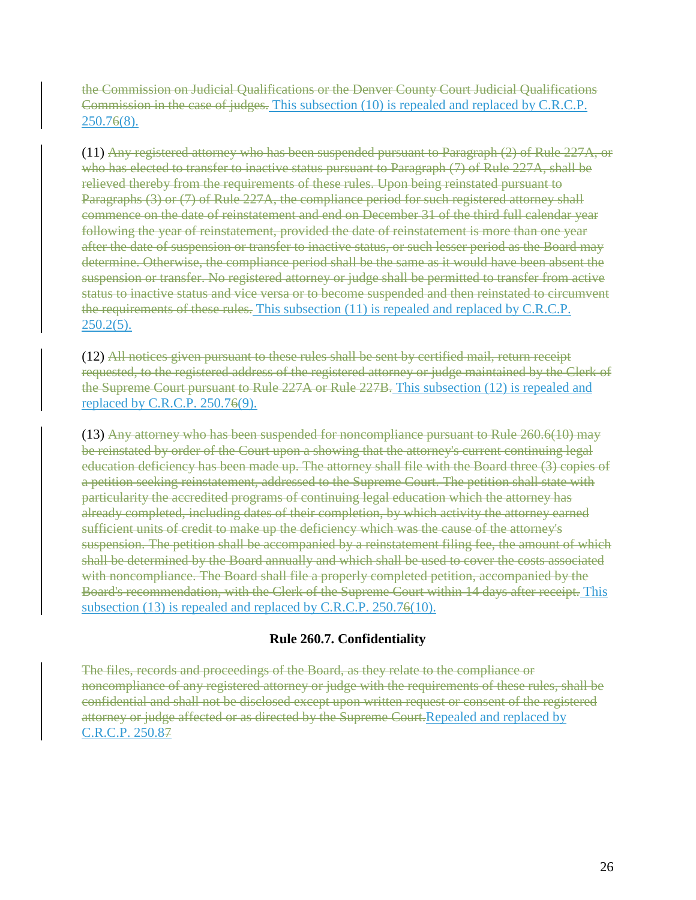~~the Commission on Judicial Qualifications or the Denver County Court Judicial Qualifications Commission in the case of judges.~~ This subsection (10) is repealed and replaced by C.R.C.P. 250.7~~6~~(8).

(11) ~~Any registered attorney who has been suspended pursuant to Paragraph (2) of Rule 227A, or who has elected to transfer to inactive status pursuant to Paragraph (7) of Rule 227A, shall be relieved thereby from the requirements of these rules. Upon being reinstated pursuant to Paragraphs (3) or (7) of Rule 227A, the compliance period for such registered attorney shall commence on the date of reinstatement and end on December 31 of the third full calendar year following the year of reinstatement, provided the date of reinstatement is more than one year after the date of suspension or transfer to inactive status, or such lesser period as the Board may determine. Otherwise, the compliance period shall be the same as it would have been absent the suspension or transfer. No registered attorney or judge shall be permitted to transfer from active status to inactive status and vice versa or to become suspended and then reinstated to circumvent the requirements of these rules.~~ This subsection (11) is repealed and replaced by C.R.C.P. 250.2(5).

(12) ~~All notices given pursuant to these rules shall be sent by certified mail, return receipt requested, to the registered address of the registered attorney or judge maintained by the Clerk of the Supreme Court pursuant to Rule 227A or Rule 227B.~~ This subsection (12) is repealed and replaced by C.R.C.P. 250.7~~6~~(9).

(13) ~~Any attorney who has been suspended for noncompliance pursuant to Rule 260.6(10) may be reinstated by order of the Court upon a showing that the attorney's current continuing legal education deficiency has been made up. The attorney shall file with the Board three (3) copies of a petition seeking reinstatement, addressed to the Supreme Court. The petition shall state with particularity the accredited programs of continuing legal education which the attorney has already completed, including dates of their completion, by which activity the attorney earned sufficient units of credit to make up the deficiency which was the cause of the attorney's suspension. The petition shall be accompanied by a reinstatement filing fee, the amount of which shall be determined by the Board annually and which shall be used to cover the costs associated with noncompliance. The Board shall file a properly completed petition, accompanied by the Board's recommendation, with the Clerk of the Supreme Court within 14 days after receipt.~~ This subsection (13) is repealed and replaced by C.R.C.P. 250.7~~6~~(10).

### Rule 260.7. Confidentiality

~~The files, records and proceedings of the Board, as they relate to the compliance or noncompliance of any registered attorney or judge with the requirements of these rules, shall be confidential and shall not be disclosed except upon written request or consent of the registered attorney or judge affected or as directed by the Supreme Court.~~Repealed and replaced by C.R.C.P. 250.8~~7~~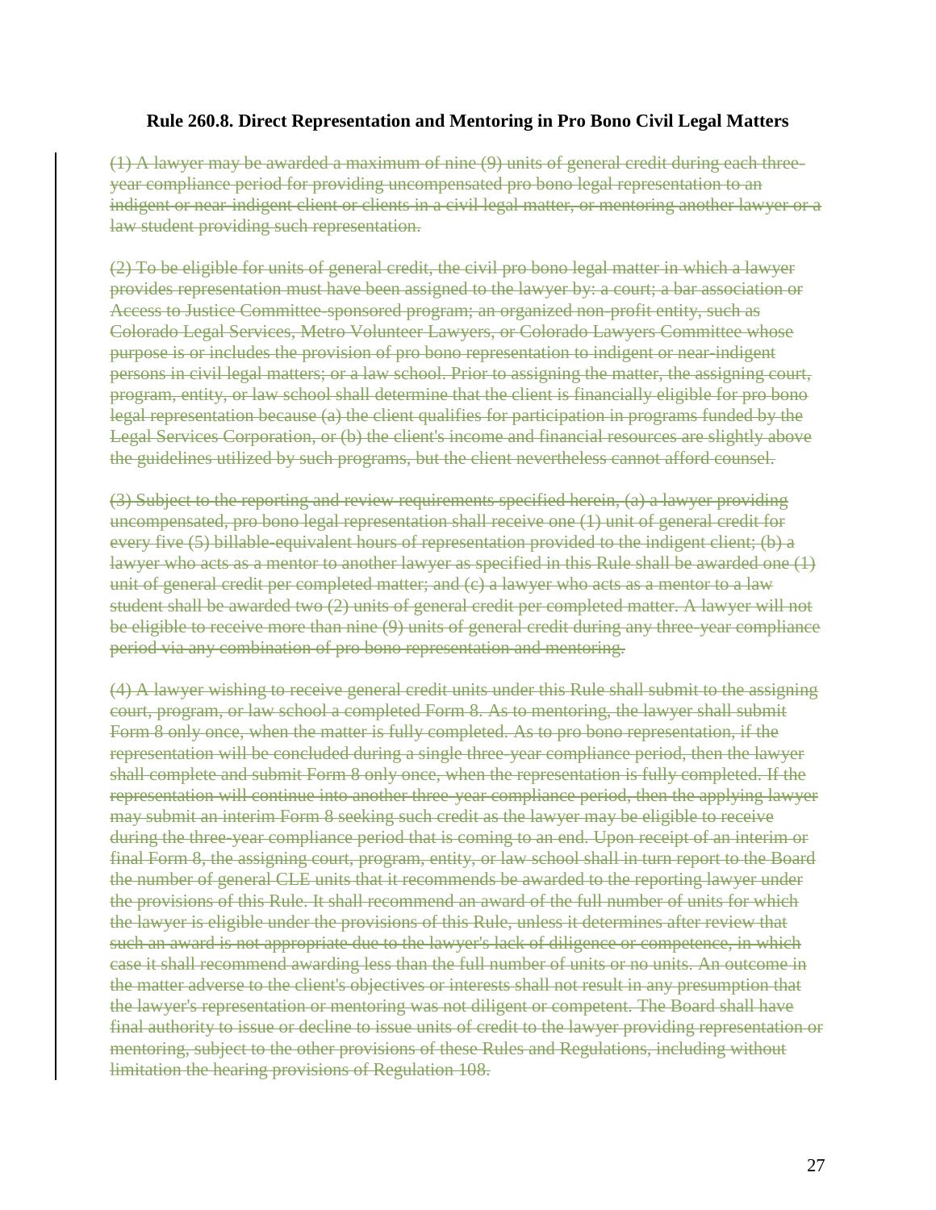**Rule 260.8. Direct Representation and Mentoring in Pro Bono Civil Legal Matters**

~~(1) A lawyer may be awarded a maximum of nine (9) units of general credit during each three-year compliance period for providing uncompensated pro bono legal representation to an indigent or near-indigent client or clients in a civil legal matter, or mentoring another lawyer or a law student providing such representation.~~

~~(2) To be eligible for units of general credit, the civil pro bono legal matter in which a lawyer provides representation must have been assigned to the lawyer by: a court; a bar association or Access to Justice Committee-sponsored program; an organized non-profit entity, such as Colorado Legal Services, Metro Volunteer Lawyers, or Colorado Lawyers Committee whose purpose is or includes the provision of pro bono representation to indigent or near-indigent persons in civil legal matters; or a law school. Prior to assigning the matter, the assigning court, program, entity, or law school shall determine that the client is financially eligible for pro bono legal representation because (a) the client qualifies for participation in programs funded by the Legal Services Corporation, or (b) the client's income and financial resources are slightly above the guidelines utilized by such programs, but the client nevertheless cannot afford counsel.~~

~~(3) Subject to the reporting and review requirements specified herein, (a) a lawyer providing uncompensated, pro bono legal representation shall receive one (1) unit of general credit for every five (5) billable-equivalent hours of representation provided to the indigent client; (b) a lawyer who acts as a mentor to another lawyer as specified in this Rule shall be awarded one (1) unit of general credit per completed matter; and (c) a lawyer who acts as a mentor to a law student shall be awarded two (2) units of general credit per completed matter. A lawyer will not be eligible to receive more than nine (9) units of general credit during any three-year compliance period via any combination of pro bono representation and mentoring.~~

~~(4) A lawyer wishing to receive general credit units under this Rule shall submit to the assigning court, program, or law school a completed Form 8. As to mentoring, the lawyer shall submit Form 8 only once, when the matter is fully completed. As to pro bono representation, if the representation will be concluded during a single three-year compliance period, then the lawyer shall complete and submit Form 8 only once, when the representation is fully completed. If the representation will continue into another three-year compliance period, then the applying lawyer may submit an interim Form 8 seeking such credit as the lawyer may be eligible to receive during the three-year compliance period that is coming to an end. Upon receipt of an interim or final Form 8, the assigning court, program, entity, or law school shall in turn report to the Board the number of general CLE units that it recommends be awarded to the reporting lawyer under the provisions of this Rule. It shall recommend an award of the full number of units for which the lawyer is eligible under the provisions of this Rule, unless it determines after review that such an award is not appropriate due to the lawyer's lack of diligence or competence, in which case it shall recommend awarding less than the full number of units or no units. An outcome in the matter adverse to the client's objectives or interests shall not result in any presumption that the lawyer's representation or mentoring was not diligent or competent. The Board shall have final authority to issue or decline to issue units of credit to the lawyer providing representation or mentoring, subject to the other provisions of these Rules and Regulations, including without limitation the hearing provisions of Regulation 108.~~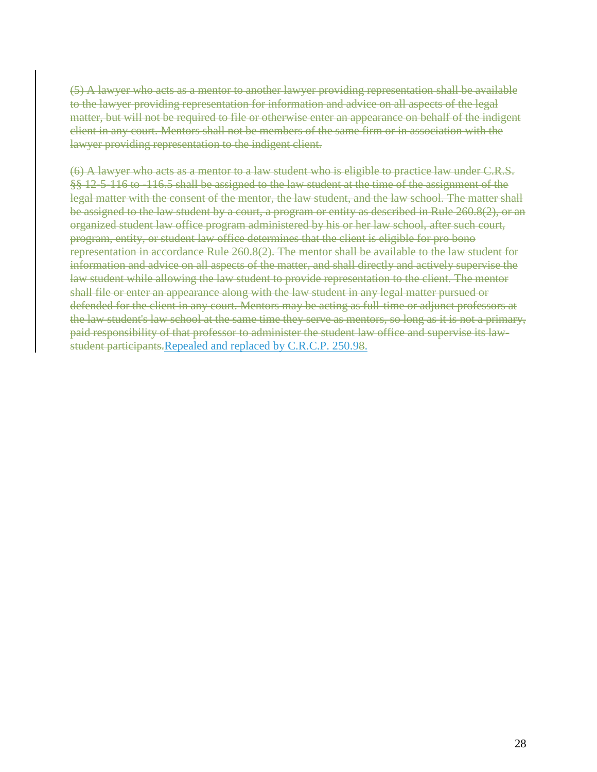~~(5) A lawyer who acts as a mentor to another lawyer providing representation shall be available to the lawyer providing representation for information and advice on all aspects of the legal matter, but will not be required to file or otherwise enter an appearance on behalf of the indigent client in any court. Mentors shall not be members of the same firm or in association with the lawyer providing representation to the indigent client.~~

~~(6) A lawyer who acts as a mentor to a law student who is eligible to practice law under C.R.S. §§ 12-5-116 to -116.5 shall be assigned to the law student at the time of the assignment of the legal matter with the consent of the mentor, the law student, and the law school. The matter shall be assigned to the law student by a court, a program or entity as described in Rule 260.8(2), or an organized student law office program administered by his or her law school, after such court, program, entity, or student law office determines that the client is eligible for pro bono representation in accordance Rule 260.8(2). The mentor shall be available to the law student for information and advice on all aspects of the matter, and shall directly and actively supervise the law student while allowing the law student to provide representation to the client. The mentor shall file or enter an appearance along with the law student in any legal matter pursued or defended for the client in any court. Mentors may be acting as full-time or adjunct professors at the law student's law school at the same time they serve as mentors, so long as it is not a primary, paid responsibility of that professor to administer the student law office and supervise its law-student participants.~~Repealed and replaced by C.R.C.P. 250.9~~8~~.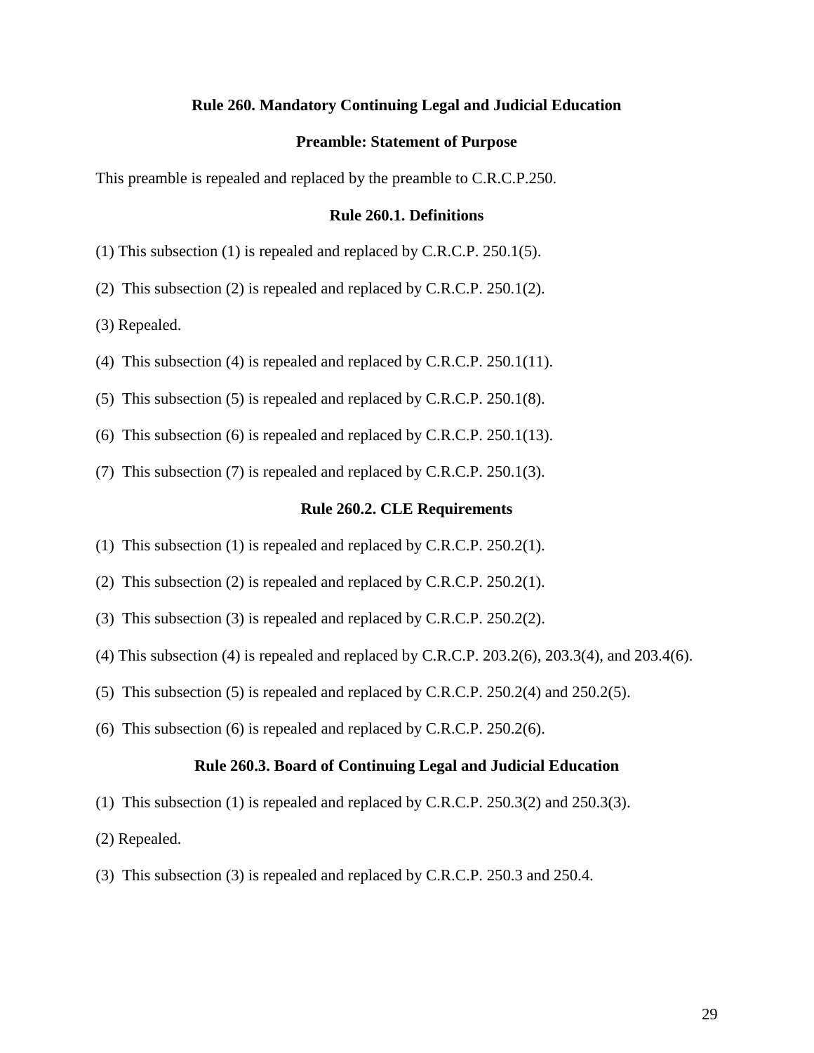## Rule 260. Mandatory Continuing Legal and Judicial Education

### Preamble: Statement of Purpose

This preamble is repealed and replaced by the preamble to C.R.C.P.250.

### Rule 260.1. Definitions

(1) This subsection (1) is repealed and replaced by C.R.C.P. 250.1(5).

(2) This subsection (2) is repealed and replaced by C.R.C.P. 250.1(2).

(3) Repealed.

(4) This subsection (4) is repealed and replaced by C.R.C.P. 250.1(11).

(5) This subsection (5) is repealed and replaced by C.R.C.P. 250.1(8).

(6) This subsection (6) is repealed and replaced by C.R.C.P. 250.1(13).

(7) This subsection (7) is repealed and replaced by C.R.C.P. 250.1(3).

### Rule 260.2. CLE Requirements

(1) This subsection (1) is repealed and replaced by C.R.C.P. 250.2(1).

(2) This subsection (2) is repealed and replaced by C.R.C.P. 250.2(1).

(3) This subsection (3) is repealed and replaced by C.R.C.P. 250.2(2).

(4) This subsection (4) is repealed and replaced by C.R.C.P. 203.2(6), 203.3(4), and 203.4(6).

(5) This subsection (5) is repealed and replaced by C.R.C.P. 250.2(4) and 250.2(5).

(6) This subsection (6) is repealed and replaced by C.R.C.P. 250.2(6).

### Rule 260.3. Board of Continuing Legal and Judicial Education

(1) This subsection (1) is repealed and replaced by C.R.C.P. 250.3(2) and 250.3(3).

(2) Repealed.

(3) This subsection (3) is repealed and replaced by C.R.C.P. 250.3 and 250.4.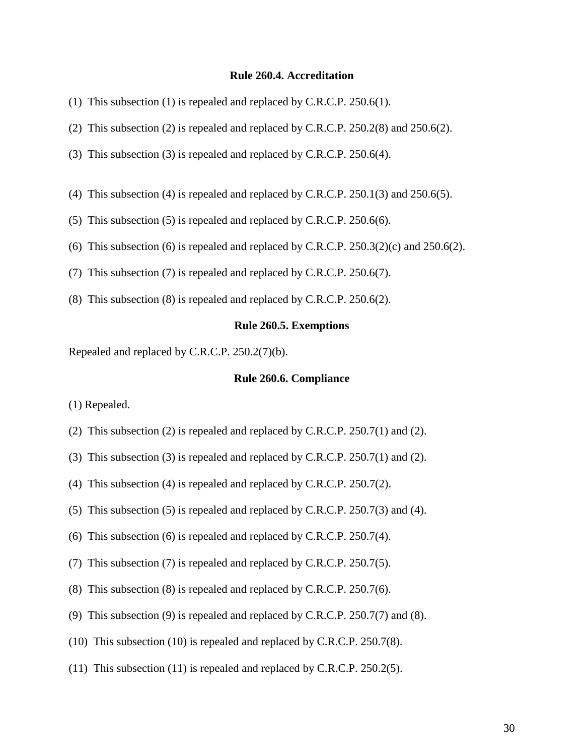## Rule 260.4. Accreditation

(1) This subsection (1) is repealed and replaced by C.R.C.P. 250.6(1).

(2) This subsection (2) is repealed and replaced by C.R.C.P. 250.2(8) and 250.6(2).

(3) This subsection (3) is repealed and replaced by C.R.C.P. 250.6(4).

(4) This subsection (4) is repealed and replaced by C.R.C.P. 250.1(3) and 250.6(5).

(5) This subsection (5) is repealed and replaced by C.R.C.P. 250.6(6).

(6) This subsection (6) is repealed and replaced by C.R.C.P. 250.3(2)(c) and 250.6(2).

(7) This subsection (7) is repealed and replaced by C.R.C.P. 250.6(7).

(8) This subsection (8) is repealed and replaced by C.R.C.P. 250.6(2).

## Rule 260.5. Exemptions

Repealed and replaced by C.R.C.P. 250.2(7)(b).

## Rule 260.6. Compliance

(1) Repealed.

(2) This subsection (2) is repealed and replaced by C.R.C.P. 250.7(1) and (2).

(3) This subsection (3) is repealed and replaced by C.R.C.P. 250.7(1) and (2).

(4) This subsection (4) is repealed and replaced by C.R.C.P. 250.7(2).

(5) This subsection (5) is repealed and replaced by C.R.C.P. 250.7(3) and (4).

(6) This subsection (6) is repealed and replaced by C.R.C.P. 250.7(4).

(7) This subsection (7) is repealed and replaced by C.R.C.P. 250.7(5).

(8) This subsection (8) is repealed and replaced by C.R.C.P. 250.7(6).

(9) This subsection (9) is repealed and replaced by C.R.C.P. 250.7(7) and (8).

(10) This subsection (10) is repealed and replaced by C.R.C.P. 250.7(8).

(11) This subsection (11) is repealed and replaced by C.R.C.P. 250.2(5).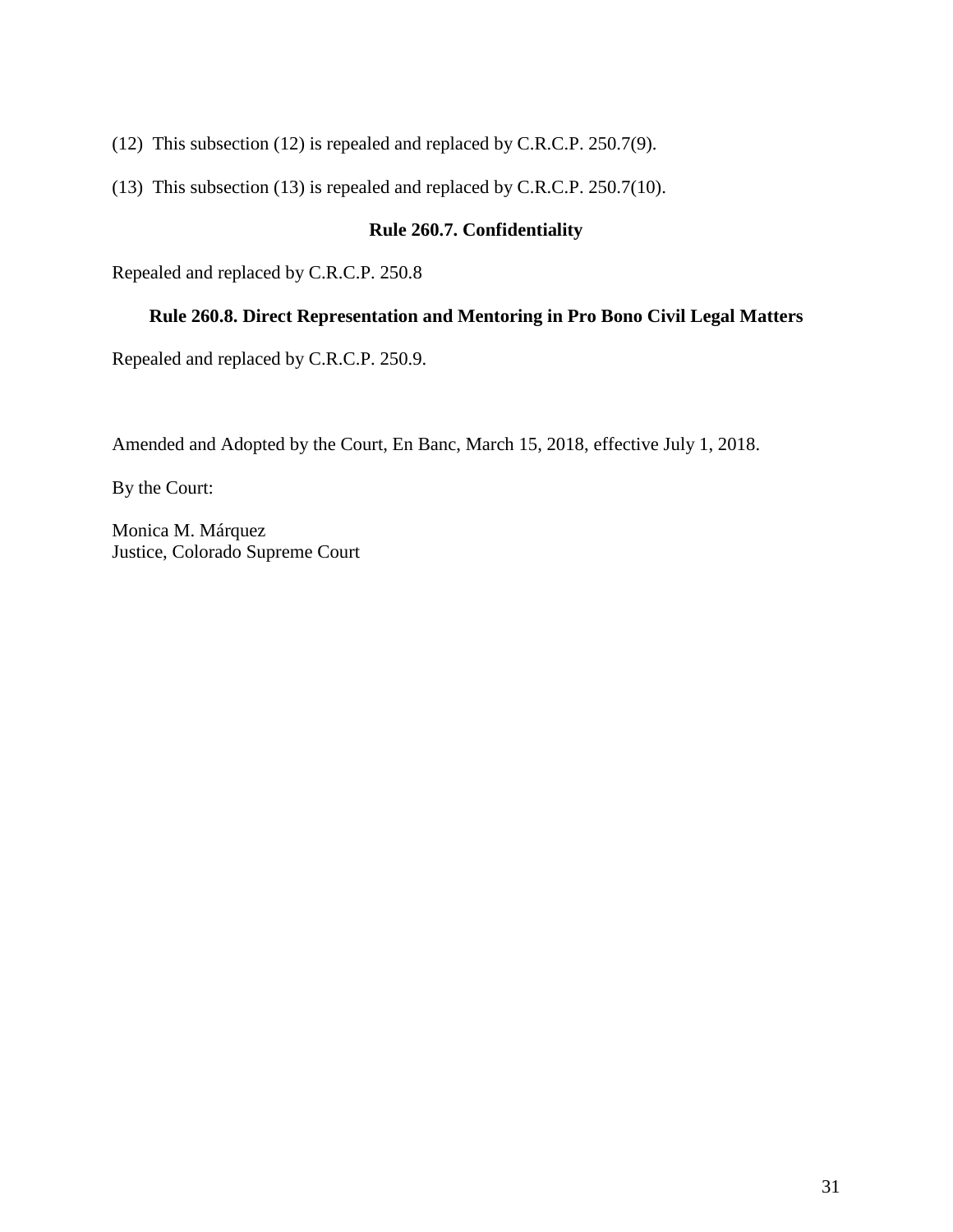(12) This subsection (12) is repealed and replaced by C.R.C.P. 250.7(9).

(13) This subsection (13) is repealed and replaced by C.R.C.P. 250.7(10).

### Rule 260.7. Confidentiality

Repealed and replaced by C.R.C.P. 250.8

### Rule 260.8. Direct Representation and Mentoring in Pro Bono Civil Legal Matters

Repealed and replaced by C.R.C.P. 250.9.

Amended and Adopted by the Court, En Banc, March 15, 2018, effective July 1, 2018.

By the Court:

Monica M. Márquez
Justice, Colorado Supreme Court